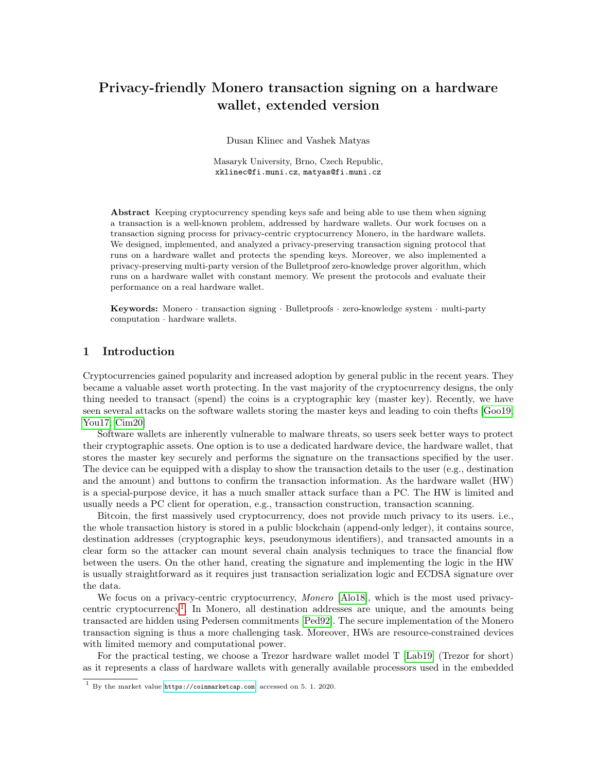# Privacy-friendly Monero transaction signing on a hardware wallet, extended version

Dusan Klinec and Vashek Matyas

Masaryk University, Brno, Czech Republic,
xklinec@fi.muni.cz, matyas@fi.muni.cz

**Abstract** Keeping cryptocurrency spending keys safe and being able to use them when signing a transaction is a well-known problem, addressed by hardware wallets. Our work focuses on a transaction signing process for privacy-centric cryptocurrency Monero, in the hardware wallets. We designed, implemented, and analyzed a privacy-preserving transaction signing protocol that runs on a hardware wallet and protects the spending keys. Moreover, we also implemented a privacy-preserving multi-party version of the Bulletproof zero-knowledge prover algorithm, which runs on a hardware wallet with constant memory. We present the protocols and evaluate their performance on a real hardware wallet.

**Keywords:** Monero · transaction signing · Bulletproofs · zero-knowledge system · multi-party computation · hardware wallets.

## 1 Introduction

Cryptocurrencies gained popularity and increased adoption by general public in the recent years. They became a valuable asset worth protecting. In the vast majority of the cryptocurrency designs, the only thing needed to transact (spend) the coins is a cryptographic key (master key). Recently, we have seen several attacks on the software wallets storing the master keys and leading to coin thefts [Goo19, You17, Cim20].

Software wallets are inherently vulnerable to malware threats, so users seek better ways to protect their cryptographic assets. One option is to use a dedicated hardware device, the hardware wallet, that stores the master key securely and performs the signature on the transactions specified by the user. The device can be equipped with a display to show the transaction details to the user (e.g., destination and the amount) and buttons to confirm the transaction information. As the hardware wallet (HW) is a special-purpose device, it has a much smaller attack surface than a PC. The HW is limited and usually needs a PC client for operation, e.g., transaction construction, transaction scanning.

Bitcoin, the first massively used cryptocurrency, does not provide much privacy to its users. i.e., the whole transaction history is stored in a public blockchain (append-only ledger), it contains source, destination addresses (cryptographic keys, pseudonymous identifiers), and transacted amounts in a clear form so the attacker can mount several chain analysis techniques to trace the financial flow between the users. On the other hand, creating the signature and implementing the logic in the HW is usually straightforward as it requires just transaction serialization logic and ECDSA signature over the data.

We focus on a privacy-centric cryptocurrency, *Monero* [Alo18], which is the most used privacy-centric cryptocurrency[1]. In Monero, all destination addresses are unique, and the amounts being transacted are hidden using Pedersen commitments [Ped92]. The secure implementation of the Monero transaction signing is thus a more challenging task. Moreover, HWs are resource-constrained devices with limited memory and computational power.

For the practical testing, we choose a Trezor hardware wallet model T [Lab19] (Trezor for short) as it represents a class of hardware wallets with generally available processors used in the embedded

[1] By the market value https://coinmarketcap.com accessed on 5. 1. 2020.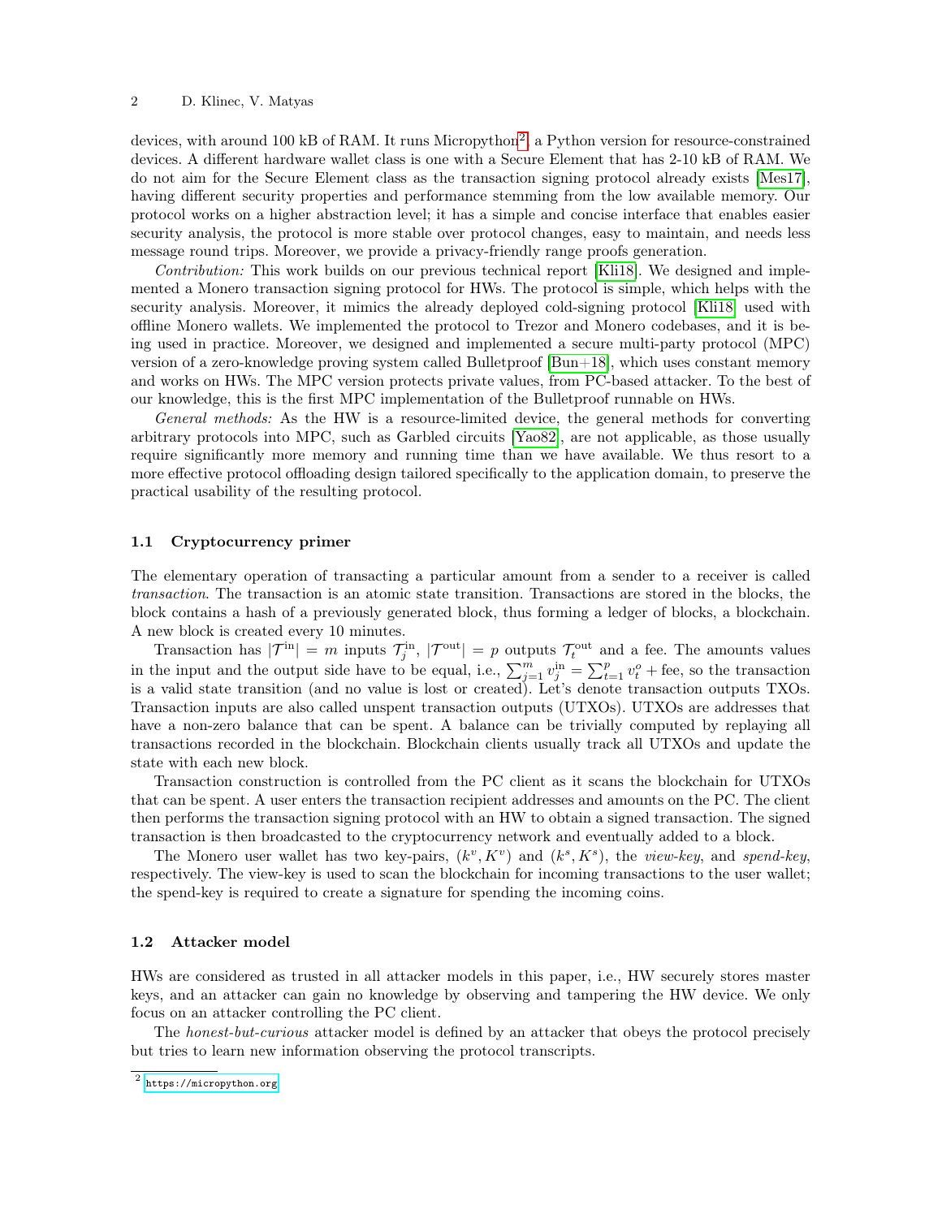devices, with around 100 kB of RAM. It runs Micropython[2], a Python version for resource-constrained devices. A different hardware wallet class is one with a Secure Element that has 2-10 kB of RAM. We do not aim for the Secure Element class as the transaction signing protocol already exists [Mes17], having different security properties and performance stemming from the low available memory. Our protocol works on a higher abstraction level; it has a simple and concise interface that enables easier security analysis, the protocol is more stable over protocol changes, easy to maintain, and needs less message round trips. Moreover, we provide a privacy-friendly range proofs generation.

*Contribution:* This work builds on our previous technical report [Kli18]. We designed and implemented a Monero transaction signing protocol for HWs. The protocol is simple, which helps with the security analysis. Moreover, it mimics the already deployed cold-signing protocol [Kli18] used with offline Monero wallets. We implemented the protocol to Trezor and Monero codebases, and it is being used in practice. Moreover, we designed and implemented a secure multi-party protocol (MPC) version of a zero-knowledge proving system called Bulletproof [Bun+18], which uses constant memory and works on HWs. The MPC version protects private values, from PC-based attacker. To the best of our knowledge, this is the first MPC implementation of the Bulletproof runnable on HWs.

*General methods:* As the HW is a resource-limited device, the general methods for converting arbitrary protocols into MPC, such as Garbled circuits [Yao82], are not applicable, as those usually require significantly more memory and running time than we have available. We thus resort to a more effective protocol offloading design tailored specifically to the application domain, to preserve the practical usability of the resulting protocol.

### 1.1 Cryptocurrency primer

The elementary operation of transacting a particular amount from a sender to a receiver is called *transaction*. The transaction is an atomic state transition. Transactions are stored in the blocks, the block contains a hash of a previously generated block, thus forming a ledger of blocks, a blockchain. A new block is created every 10 minutes.

Transaction has $|\mathcal{T}^{\text{in}}| = m$ inputs $\mathcal{T}_j^{\text{in}}$, $|\mathcal{T}^{\text{out}}| = p$ outputs $\mathcal{T}_t^{\text{out}}$ and a fee. The amounts values in the input and the output side have to be equal, i.e., $\sum_{j=1}^{m} v_j^{\text{in}} = \sum_{t=1}^{p} v_t^{o} + \text{fee}$, so the transaction is a valid state transition (and no value is lost or created). Let's denote transaction outputs TXOs. Transaction inputs are also called unspent transaction outputs (UTXOs). UTXOs are addresses that have a non-zero balance that can be spent. A balance can be trivially computed by replaying all transactions recorded in the blockchain. Blockchain clients usually track all UTXOs and update the state with each new block.

Transaction construction is controlled from the PC client as it scans the blockchain for UTXOs that can be spent. A user enters the transaction recipient addresses and amounts on the PC. The client then performs the transaction signing protocol with an HW to obtain a signed transaction. The signed transaction is then broadcasted to the cryptocurrency network and eventually added to a block.

The Monero user wallet has two key-pairs, $(k^v, K^v)$ and $(k^s, K^s)$, the *view-key*, and *spend-key*, respectively. The view-key is used to scan the blockchain for incoming transactions to the user wallet; the spend-key is required to create a signature for spending the incoming coins.

### 1.2 Attacker model

HWs are considered as trusted in all attacker models in this paper, i.e., HW securely stores master keys, and an attacker can gain no knowledge by observing and tampering the HW device. We only focus on an attacker controlling the PC client.

The *honest-but-curious* attacker model is defined by an attacker that obeys the protocol precisely but tries to learn new information observing the protocol transcripts.

[2] https://micropython.org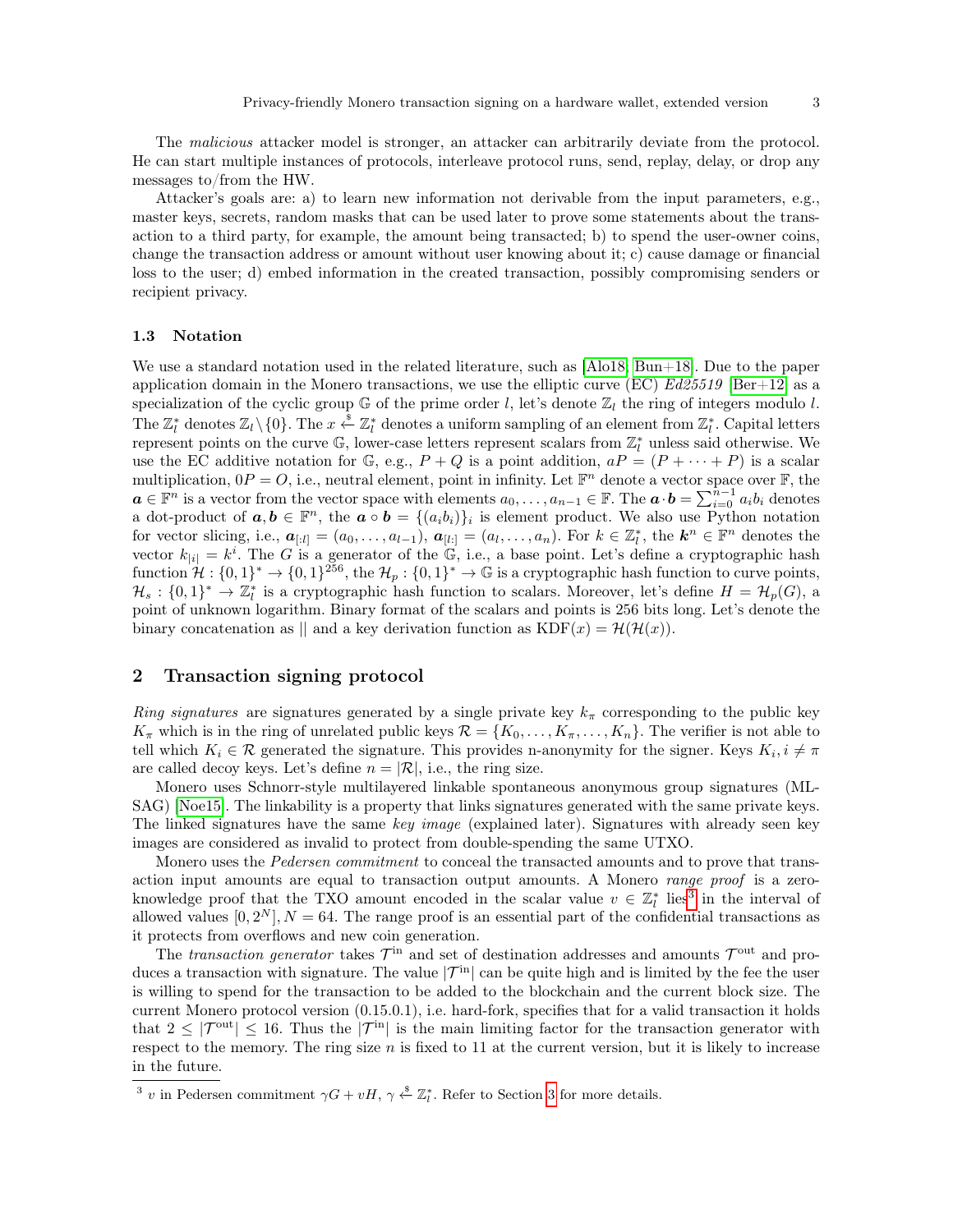The *malicious* attacker model is stronger, an attacker can arbitrarily deviate from the protocol. He can start multiple instances of protocols, interleave protocol runs, send, replay, delay, or drop any messages to/from the HW.

Attacker's goals are: a) to learn new information not derivable from the input parameters, e.g., master keys, secrets, random masks that can be used later to prove some statements about the transaction to a third party, for example, the amount being transacted; b) to spend the user-owner coins, change the transaction address or amount without user knowing about it; c) cause damage or financial loss to the user; d) embed information in the created transaction, possibly compromising senders or recipient privacy.

### 1.3 Notation

We use a standard notation used in the related literature, such as [Alo18, Bun+18]. Due to the paper application domain in the Monero transactions, we use the elliptic curve (EC) *Ed25519* [Ber+12] as a specialization of the cyclic group $\mathbb{G}$ of the prime order $l$, let's denote $\mathbb{Z}_l$ the ring of integers modulo $l$. The $\mathbb{Z}_l^*$ denotes $\mathbb{Z}_l \setminus \{0\}$. The $x \xleftarrow{\$} \mathbb{Z}_l^*$ denotes a uniform sampling of an element from $\mathbb{Z}_l^*$. Capital letters represent points on the curve $\mathbb{G}$, lower-case letters represent scalars from $\mathbb{Z}_l^*$ unless said otherwise. We use the EC additive notation for $\mathbb{G}$, e.g., $P + Q$ is a point addition, $aP = (P + \cdots + P)$ is a scalar multiplication, $0P = O$, i.e., neutral element, point in infinity. Let $\mathbb{F}^n$ denote a vector space over $\mathbb{F}$, the $\boldsymbol{a} \in \mathbb{F}^n$ is a vector from the vector space with elements $a_0, \ldots, a_{n-1} \in \mathbb{F}$. The $\boldsymbol{a} \cdot \boldsymbol{b} = \sum_{i=0}^{n-1} a_i b_i$ denotes a dot-product of $\boldsymbol{a}, \boldsymbol{b} \in \mathbb{F}^n$, the $\boldsymbol{a} \circ \boldsymbol{b} = \{(a_i b_i)\}_i$ is element product. We also use Python notation for vector slicing, i.e., $\boldsymbol{a}_{[:l]} = (a_0, \ldots, a_{l-1})$, $\boldsymbol{a}_{[l:]} = (a_l, \ldots, a_n)$. For $k \in \mathbb{Z}_l^*$, the $\boldsymbol{k}^n \in \mathbb{F}^n$ denotes the vector $k_{|i|} = k^i$. The $G$ is a generator of the $\mathbb{G}$, i.e., a base point. Let's define a cryptographic hash function $\mathcal{H} : \{0,1\}^* \to \{0,1\}^{256}$, the $\mathcal{H}_p : \{0,1\}^* \to \mathbb{G}$ is a cryptographic hash function to curve points, $\mathcal{H}_s : \{0,1\}^* \to \mathbb{Z}_l^*$ is a cryptographic hash function to scalars. Moreover, let's define $H = \mathcal{H}_p(G)$, a point of unknown logarithm. Binary format of the scalars and points is 256 bits long. Let's denote the binary concatenation as $||$ and a key derivation function as $\mathrm{KDF}(x) = \mathcal{H}(\mathcal{H}(x))$.

## 2 Transaction signing protocol

*Ring signatures* are signatures generated by a single private key $k_\pi$ corresponding to the public key $K_\pi$ which is in the ring of unrelated public keys $\mathcal{R} = \{K_0, \ldots, K_\pi, \ldots, K_n\}$. The verifier is not able to tell which $K_i \in \mathcal{R}$ generated the signature. This provides n-anonymity for the signer. Keys $K_i, i \neq \pi$ are called decoy keys. Let's define $n = |\mathcal{R}|$, i.e., the ring size.

Monero uses Schnorr-style multilayered linkable spontaneous anonymous group signatures (MLSAG) [Noe15]. The linkability is a property that links signatures generated with the same private keys. The linked signatures have the same *key image* (explained later). Signatures with already seen key images are considered as invalid to protect from double-spending the same UTXO.

Monero uses the *Pedersen commitment* to conceal the transacted amounts and to prove that transaction input amounts are equal to transaction output amounts. A Monero *range proof* is a zero-knowledge proof that the TXO amount encoded in the scalar value $v \in \mathbb{Z}_l^*$ lies[3] in the interval of allowed values $[0, 2^N], N = 64$. The range proof is an essential part of the confidential transactions as it protects from overflows and new coin generation.

The *transaction generator* takes $\mathcal{T}^{\text{in}}$ and set of destination addresses and amounts $\mathcal{T}^{\text{out}}$ and produces a transaction with signature. The value $|\mathcal{T}^{\text{in}}|$ can be quite high and is limited by the fee the user is willing to spend for the transaction to be added to the blockchain and the current block size. The current Monero protocol version (0.15.0.1), i.e. hard-fork, specifies that for a valid transaction it holds that $2 \leq |\mathcal{T}^{\text{out}}| \leq 16$. Thus the $|\mathcal{T}^{\text{in}}|$ is the main limiting factor for the transaction generator with respect to the memory. The ring size $n$ is fixed to 11 at the current version, but it is likely to increase in the future.

[3] $v$ in Pedersen commitment $\gamma G + vH$, $\gamma \xleftarrow{\$} \mathbb{Z}_l^*$. Refer to Section 3 for more details.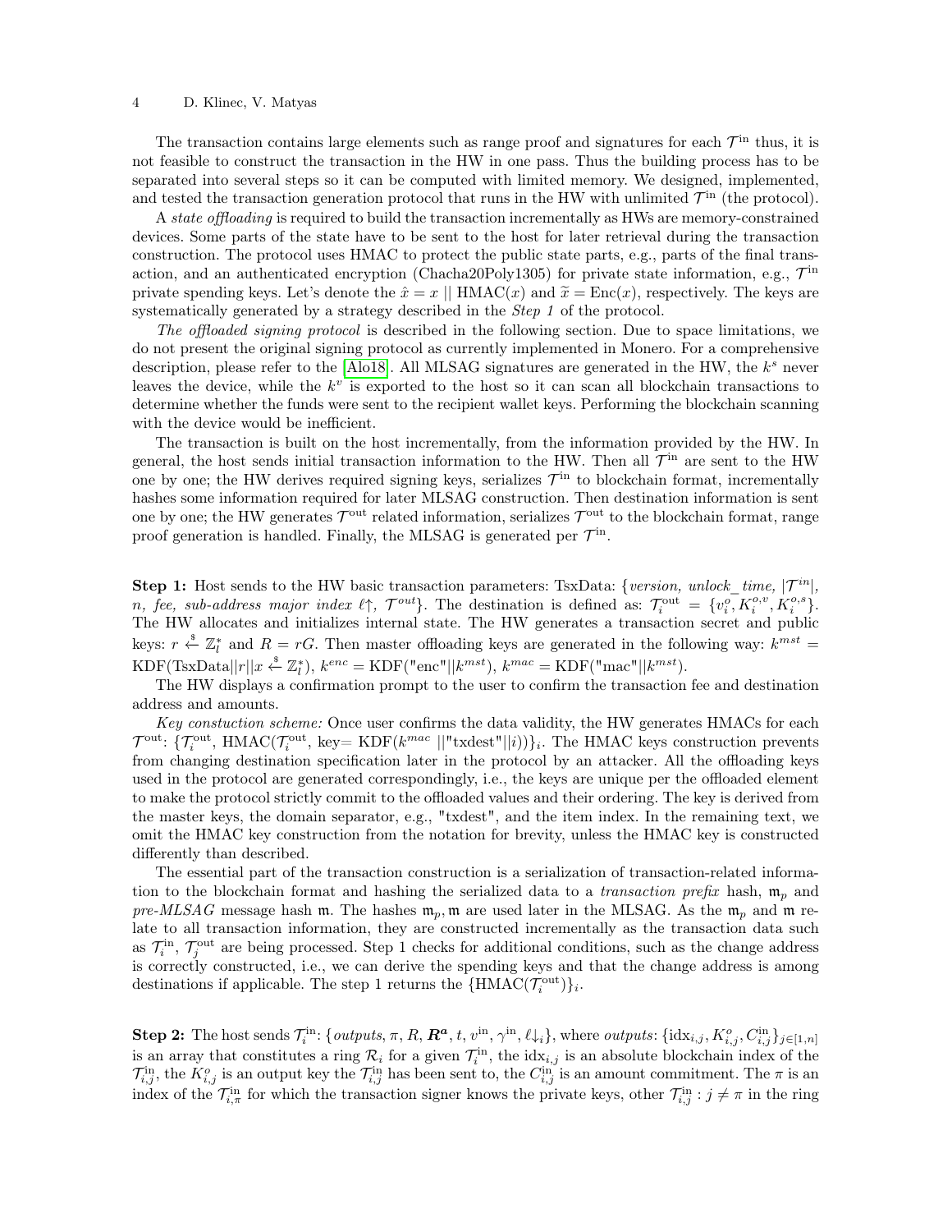The transaction contains large elements such as range proof and signatures for each $\mathcal{T}^{\text{in}}$ thus, it is not feasible to construct the transaction in the HW in one pass. Thus the building process has to be separated into several steps so it can be computed with limited memory. We designed, implemented, and tested the transaction generation protocol that runs in the HW with unlimited $\mathcal{T}^{\text{in}}$ (the protocol).

A *state offloading* is required to build the transaction incrementally as HWs are memory-constrained devices. Some parts of the state have to be sent to the host for later retrieval during the transaction construction. The protocol uses HMAC to protect the public state parts, e.g., parts of the final transaction, and an authenticated encryption (Chacha20Poly1305) for private state information, e.g., $\mathcal{T}^{\text{in}}$ private spending keys. Let's denote the $\hat{x} = x \mid\mid \text{HMAC}(x)$ and $\widetilde{x} = \text{Enc}(x)$, respectively. The keys are systematically generated by a strategy described in the *Step 1* of the protocol.

*The offloaded signing protocol* is described in the following section. Due to space limitations, we do not present the original signing protocol as currently implemented in Monero. For a comprehensive description, please refer to the [Alo18]. All MLSAG signatures are generated in the HW, the $k^s$ never leaves the device, while the $k^v$ is exported to the host so it can scan all blockchain transactions to determine whether the funds were sent to the recipient wallet keys. Performing the blockchain scanning with the device would be inefficient.

The transaction is built on the host incrementally, from the information provided by the HW. In general, the host sends initial transaction information to the HW. Then all $\mathcal{T}^{\text{in}}$ are sent to the HW one by one; the HW derives required signing keys, serializes $\mathcal{T}^{\text{in}}$ to blockchain format, incrementally hashes some information required for later MLSAG construction. Then destination information is sent one by one; the HW generates $\mathcal{T}^{\text{out}}$ related information, serializes $\mathcal{T}^{\text{out}}$ to the blockchain format, range proof generation is handled. Finally, the MLSAG is generated per $\mathcal{T}^{\text{in}}$.

**Step 1:** Host sends to the HW basic transaction parameters: TsxData: $\{$*version, unlock_time,* $|\mathcal{T}^{in}|$, *n, fee, sub-address major index* $\ell\uparrow$, $\mathcal{T}^{out}\}$. The destination is defined as: $\mathcal{T}^{\text{out}}_i = \{v^o_i, K^{o,v}_i, K^{o,s}_i\}$. The HW allocates and initializes internal state. The HW generates a transaction secret and public keys: $r \xleftarrow{\$} \mathbb{Z}^*_l$ and $R = rG$. Then master offloading keys are generated in the following way: $k^{mst} = \text{KDF}(\text{TsxData}||r||x \xleftarrow{\$} \mathbb{Z}^*_l)$, $k^{enc} = \text{KDF}(\texttt{"enc"}||k^{mst})$, $k^{mac} = \text{KDF}(\texttt{"mac"}||k^{mst})$.

The HW displays a confirmation prompt to the user to confirm the transaction fee and destination address and amounts.

*Key constuction scheme:* Once user confirms the data validity, the HW generates HMACs for each $\mathcal{T}^{\text{out}}$: $\{\mathcal{T}^{\text{out}}_i, \text{HMAC}(\mathcal{T}^{\text{out}}_i, \text{key}= \text{KDF}(k^{mac} \,||\texttt{"txdest"}||i))\}_i$. The HMAC keys construction prevents from changing destination specification later in the protocol by an attacker. All the offloading keys used in the protocol are generated correspondingly, i.e., the keys are unique per the offloaded element to make the protocol strictly commit to the offloaded values and their ordering. The key is derived from the master keys, the domain separator, e.g., "txdest", and the item index. In the remaining text, we omit the HMAC key construction from the notation for brevity, unless the HMAC key is constructed differently than described.

The essential part of the transaction construction is a serialization of transaction-related information to the blockchain format and hashing the serialized data to a *transaction prefix* hash, $\mathfrak{m}_p$ and *pre-MLSAG* message hash $\mathfrak{m}$. The hashes $\mathfrak{m}_p, \mathfrak{m}$ are used later in the MLSAG. As the $\mathfrak{m}_p$ and $\mathfrak{m}$ relate to all transaction information, they are constructed incrementally as the transaction data such as $\mathcal{T}^{\text{in}}_i$, $\mathcal{T}^{\text{out}}_j$ are being processed. Step 1 checks for additional conditions, such as the change address is correctly constructed, i.e., we can derive the spending keys and that the change address is among destinations if applicable. The step 1 returns the $\{\text{HMAC}(\mathcal{T}^{\text{out}}_i)\}_i$.

**Step 2:** The host sends $\mathcal{T}^{\text{in}}_i$: $\{$*outputs*, $\pi$, $R$, $\boldsymbol{R^a}$, $t$, $v^{\text{in}}$, $\gamma^{\text{in}}$, $\ell\downarrow_i\}$, where *outputs*: $\{\text{idx}_{i,j}, K^o_{i,j}, C^{\text{in}}_{i,j}\}_{j\in[1,n]}$ is an array that constitutes a ring $\mathcal{R}_i$ for a given $\mathcal{T}^{\text{in}}_i$, the $\text{idx}_{i,j}$ is an absolute blockchain index of the $\mathcal{T}^{\text{in}}_{i,j}$, the $K^o_{i,j}$ is an output key the $\mathcal{T}^{\text{in}}_{i,j}$ has been sent to, the $C^{\text{in}}_{i,j}$ is an amount commitment. The $\pi$ is an index of the $\mathcal{T}^{\text{in}}_{i,\pi}$ for which the transaction signer knows the private keys, other $\mathcal{T}^{\text{in}}_{i,j} : j \neq \pi$ in the ring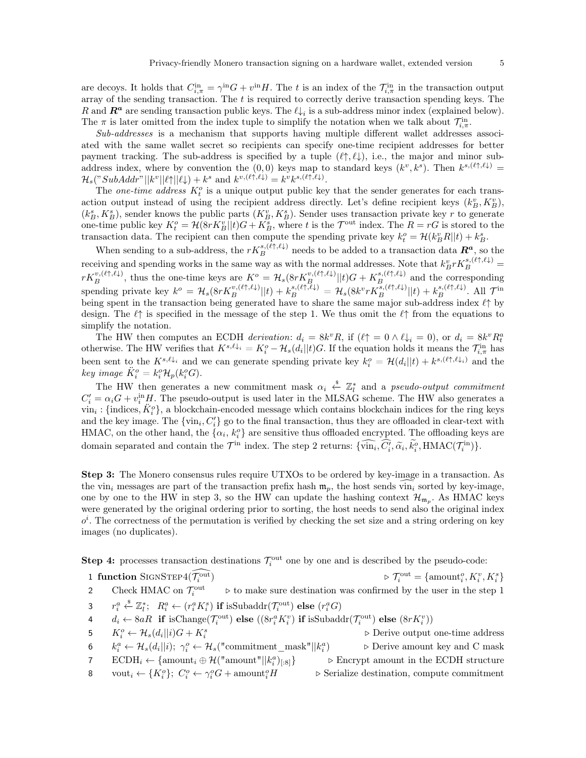are decoys. It holds that $C^{\text{in}}_{i,\pi} = \gamma^{\text{in}} G + v^{\text{in}} H$. The $t$ is an index of the $\mathcal{T}^{\text{in}}_{i,\pi}$ in the transaction output array of the sending transaction. The $t$ is required to correctly derive transaction spending keys. The $R$ and $\boldsymbol{R^a}$ are sending transaction public keys. The $\ell{\downarrow}_i$ is a sub-address minor index (explained below). The $\pi$ is later omitted from the index tuple to simplify the notation when we talk about $\mathcal{T}^{\text{in}}_{i,\pi}$.

*Sub-addresses* is a mechanism that supports having multiple different wallet addresses associated with the same wallet secret so recipients can specify one-time recipient addresses for better payment tracking. The sub-address is specified by a tuple $(\ell{\uparrow}, \ell{\downarrow})$, i.e., the major and minor sub-address index, where by convention the $(0, 0)$ keys map to standard keys $(k^v, k^s)$. Then $k^{s,(\ell\uparrow,\ell\downarrow)} = \mathcal{H}_s(\text{"}SubAddr\text{"}||k^v||\ell{\uparrow}||\ell{\downarrow}) + k^s$ and $k^{v,(\ell\uparrow,\ell\downarrow)} = k^v k^{s,(\ell\uparrow,\ell\downarrow)}$.

The *one-time address* $K^o_t$ is a unique output public key that the sender generates for each transaction output instead of using the recipient address directly. Let's define recipient keys $(k^v_B, K^v_B)$, $(k^s_B, K^s_B)$, sender knows the public parts $(K^v_B, K^s_B)$. Sender uses transaction private key $r$ to generate one-time public key $K^o_t = \mathcal{H}(8rK^v_B||t)G + K^s_B$, where $t$ is the $\mathcal{T}^{\text{out}}$ index. The $R = rG$ is stored to the transaction data. The recipient can then compute the spending private key $k^o_t = \mathcal{H}(k^v_B R||t) + k^s_B$.

When sending to a sub-address, the $rK^{s,(\ell\uparrow,\ell\downarrow)}_B$ needs to be added to a transaction data $\boldsymbol{R^a}$, so the receiving and spending works in the same way as with the normal addresses. Note that $k^v_B r K^{s,(\ell\uparrow,\ell\downarrow)}_B = rK^{v,(\ell\uparrow,\ell\downarrow)}_B$, thus the one-time keys are $K^o = \mathcal{H}_s(8rK^{v,(\ell\uparrow,\ell\downarrow)}_B||t)G + K^{s,(\ell\uparrow,\ell\downarrow)}_B$ and the corresponding spending private key $k^o = \mathcal{H}_s(8rK^{v,(\ell\uparrow,\ell\downarrow)}_B||t) + k^{s,(\ell\uparrow,\ell\downarrow)}_B = \mathcal{H}_s(8k^v rK^{s,(\ell\uparrow,\ell\downarrow)}_B||t) + k^{s,(\ell\uparrow,\ell\downarrow)}_B$. All $\mathcal{T}^{\text{in}}$ being spent in the transaction being generated have to share the same major sub-address index $\ell{\uparrow}$ by design. The $\ell{\uparrow}$ is specified in the message of the step 1. We thus omit the $\ell{\uparrow}$ from the equations to simplify the notation.

The HW then computes an ECDH *derivation*: $d_i = 8k^v R$, if $(\ell{\uparrow} = 0 \land \ell{\downarrow}_i = 0)$, or $d_i = 8k^v R^a_t$ otherwise. The HW verifies that $K^{s,\ell\downarrow_i} = K^o_i - \mathcal{H}_s(d_i||t)G$. If the equation holds it means the $\mathcal{T}^{\text{in}}_{i,\pi}$ has been sent to the $K^{s,\ell\downarrow_i}$ and we can generate spending private key $k^o_i = \mathcal{H}(d_i||t) + k^{s,(\ell\uparrow,\ell\downarrow_i)}$ and the *key image* $\ddot{K}^o_i = k^o_i \mathcal{H}_p(k^o_i G)$.

The HW then generates a new commitment mask $\alpha_i \xleftarrow{\$} \mathbb{Z}^*_l$ and a *pseudo-output commitment* $C'_i = \alpha_i G + v^{\text{in}}_i H$. The pseudo-output is used later in the MLSAG scheme. The HW also generates a $\text{vin}_i : \{\text{indices}, \ddot{K}^o_i\}$, a blockchain-encoded message which contains blockchain indices for the ring keys and the key image. The $\{\text{vin}_i, C'_i\}$ go to the final transaction, thus they are offloaded in clear-text with HMAC, on the other hand, the $\{\alpha_i, k^o_i\}$ are sensitive thus offloaded encrypted. The offloading keys are domain separated and contain the $\mathcal{T}^{\text{in}}$ index. The step 2 returns: $\{\widehat{\text{vin}_i}, \widehat{C'_i}, \widetilde{\alpha}_i, \widetilde{k^o_i}, \text{HMAC}(\mathcal{T}^{\text{in}}_i)\}$.

**Step 3:** The Monero consensus rules require UTXOs to be ordered by key-image in a transaction. As the $\text{vin}_i$ messages are part of the transaction prefix hash $\mathfrak{m}_p$, the host sends $\widehat{\text{vin}_i}$ sorted by key-image, one by one to the HW in step 3, so the HW can update the hashing context $\mathcal{H}_{\mathfrak{m}_p}$. As HMAC keys were generated by the original ordering prior to sorting, the host needs to send also the original index $o^i$. The correctness of the permutation is verified by checking the set size and a string ordering on key images (no duplicates).

**Step 4:** processes transaction destinations $\mathcal{T}^{\text{out}}_i$ one by one and is described by the pseudo-code:

1 **function** SignStep4($\widehat{\mathcal{T}^{\text{out}}_i}$) $\quad\triangleright\ \mathcal{T}^{\text{out}}_i = \{\text{amount}^o_i, K^v_i, K^s_i\}$

2 $\quad$ Check HMAC on $\mathcal{T}^{\text{out}}_i$ $\quad\triangleright$ to make sure destination was confirmed by the user in the step 1

3 $\quad$ $r^a_i \xleftarrow{\$} \mathbb{Z}^*_l$; $\ R^a_i \leftarrow (r^a_i K^s_i)$ **if** isSubaddr($\mathcal{T}^{\text{out}}_i$) **else** $(r^a_i G)$

4 $\quad$ $d_i \leftarrow 8aR$ **if** isChange($\mathcal{T}^{\text{out}}_i$) **else** $((8r^a_i K^v_i)$ **if** isSubaddr($\mathcal{T}^{\text{out}}_i$) **else** $(8rK^v_i))$

5 $\quad$ $K^o_i \leftarrow \mathcal{H}_s(d_i||i)G + K^s_i$ $\quad\triangleright$ Derive output one-time address

6 $\quad$ $k^a_i \leftarrow \mathcal{H}_s(d_i||i)$; $\ \gamma^o_i \leftarrow \mathcal{H}_s(\text{"commitment\_mask"}||k^a_i)$ $\quad\triangleright$ Derive amount key and C mask

7 $\quad$ $\text{ECDH}_i \leftarrow \{\text{amount}_i \oplus \mathcal{H}(\text{"amount"}||k^a_i)_{[:8]}\}$ $\quad\triangleright$ Encrypt amount in the ECDH structure

8 $\quad$ $\text{vout}_i \leftarrow \{K^o_i\}$; $\ C^o_i \leftarrow \gamma^o_i G + \text{amount}^o_i H$ $\quad\triangleright$ Serialize destination, compute commitment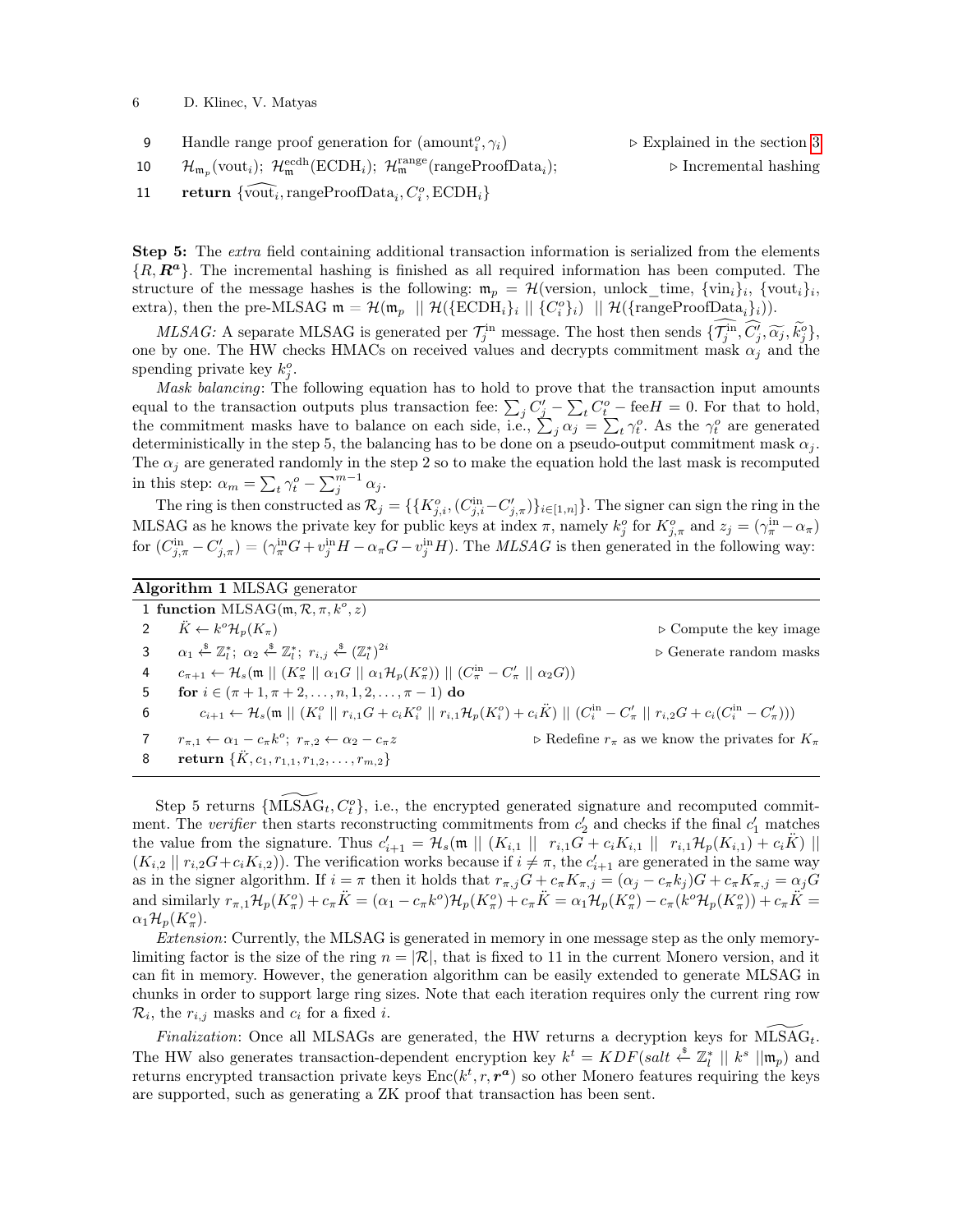```
9     Handle range proof generation for (amount^o_i, γ_i)                    ▷ Explained in the section 3
10    H_{m_p}(vout_i); H^{ecdh}_m(ECDH_i); H^{range}_m(rangeProofData_i);     ▷ Incremental hashing
11    return {vout_i, rangeProofData_i, C^o_i, ECDH_i}
```

**Step 5:** The *extra* field containing additional transaction information is serialized from the elements $\{R, \boldsymbol{R^a}\}$. The incremental hashing is finished as all required information has been computed. The structure of the message hashes is the following: $\mathfrak{m}_p = \mathcal{H}(\text{version, unlock\_time}, \{\text{vin}_i\}_i, \{\text{vout}_i\}_i,$ extra), then the pre-MLSAG $\mathfrak{m} = \mathcal{H}(\mathfrak{m}_p \;||\; \mathcal{H}(\{\text{ECDH}_i\}_i \;||\; \{C^o_i\}_i) \;||\; \mathcal{H}(\{\text{rangeProofData}_i\}_i))$.

*MLSAG:* A separate MLSAG is generated per $\mathcal{T}^{\text{in}}_j$ message. The host then sends $\{\widehat{\mathcal{T}^{\text{in}}_j}, \widehat{C'_j}, \widetilde{\alpha_j}, \widetilde{k^o_j}\}$, one by one. The HW checks HMACs on received values and decrypts commitment mask $\alpha_j$ and the spending private key $k^o_j$.

*Mask balancing*: The following equation has to hold to prove that the transaction input amounts equal to the transaction outputs plus transaction fee: $\sum_j C'_j - \sum_t C^o_t - \text{fee}H = 0$. For that to hold, the commitment masks have to balance on each side, i.e., $\sum_j \alpha_j = \sum_t \gamma^o_t$. As the $\gamma^o_t$ are generated deterministically in the step 5, the balancing has to be done on a pseudo-output commitment mask $\alpha_j$. The $\alpha_j$ are generated randomly in the step 2 so to make the equation hold the last mask is recomputed in this step: $\alpha_m = \sum_t \gamma^o_t - \sum_j^{m-1} \alpha_j$.

The ring is then constructed as $\mathcal{R}_j = \{\{K^o_{j,i}, (C^{\text{in}}_{j,i} - C'_{j,\pi})\}_{i\in[1,n]}\}$. The signer can sign the ring in the MLSAG as he knows the private key for public keys at index $\pi$, namely $k^o_j$ for $K^o_{j,\pi}$ and $z_j = (\gamma^{\text{in}}_\pi - \alpha_\pi)$ for $(C^{\text{in}}_{j,\pi} - C'_{j,\pi}) = (\gamma^{\text{in}}_\pi G + v^{\text{in}}_j H - \alpha_\pi G - v^{\text{in}}_j H)$. The *MLSAG* is then generated in the following way:

**Algorithm 1** MLSAG generator

```
1  function MLSAG(m, R, π, k^o, z)
2      K̈ ← k^o H_p(K_π)                                                          ▷ Compute the key image
3      α_1 ←$ Z*_l; α_2 ←$ Z*_l; r_{i,j} ←$ (Z*_l)^{2i}                         ▷ Generate random masks
4      c_{π+1} ← H_s(m || (K^o_π || α_1 G || α_1 H_p(K^o_π)) || (C^in_π − C'_π || α_2 G))
5      for i ∈ (π+1, π+2, ..., n, 1, 2, ..., π−1) do
6          c_{i+1} ← H_s(m || (K^o_i || r_{i,1}G + c_i K^o_i || r_{i,1}H_p(K^o_i) + c_i K̈) || (C^in_i − C'_π || r_{i,2}G + c_i(C^in_i − C'_π)))
7      r_{π,1} ← α_1 − c_π k^o; r_{π,2} ← α_2 − c_π z          ▷ Redefine r_π as we know the privates for K_π
8      return {K̈, c_1, r_{1,1}, r_{1,2}, ..., r_{m,2}}
```

Step 5 returns $\{\widetilde{\text{MLSAG}}_t, C^o_t\}$, i.e., the encrypted generated signature and recomputed commitment. The *verifier* then starts reconstructing commitments from $c'_2$ and checks if the final $c'_1$ matches the value from the signature. Thus $c'_{i+1} = \mathcal{H}_s(\mathfrak{m} \;||\; (K_{i,1} \;||\; r_{i,1}G + c_i K_{i,1} \;||\; r_{i,1}\mathcal{H}_p(K_{i,1}) + c_i \ddot{K}) \;||\; (K_{i,2} \;||\; r_{i,2}G + c_i K_{i,2}))$. The verification works because if $i \neq \pi$, the $c'_{i+1}$ are generated in the same way as in the signer algorithm. If $i = \pi$ then it holds that $r_{\pi,j}G + c_\pi K_{\pi,j} = (\alpha_j - c_\pi k_j)G + c_\pi K_{\pi,j} = \alpha_j G$ and similarly $r_{\pi,1}\mathcal{H}_p(K^o_\pi) + c_\pi \ddot{K} = (\alpha_1 - c_\pi k^o)\mathcal{H}_p(K^o_\pi) + c_\pi \ddot{K} = \alpha_1 \mathcal{H}_p(K^o_\pi) - c_\pi(k^o \mathcal{H}_p(K^o_\pi)) + c_\pi \ddot{K} = \alpha_1 \mathcal{H}_p(K^o_\pi)$.

*Extension*: Currently, the MLSAG is generated in memory in one message step as the only memory-limiting factor is the size of the ring $n = |\mathcal{R}|$, that is fixed to 11 in the current Monero version, and it can fit in memory. However, the generation algorithm can be easily extended to generate MLSAG in chunks in order to support large ring sizes. Note that each iteration requires only the current ring row $\mathcal{R}_i$, the $r_{i,j}$ masks and $c_i$ for a fixed $i$.

*Finalization*: Once all MLSAGs are generated, the HW returns a decryption keys for $\widetilde{\text{MLSAG}}_t$. The HW also generates transaction-dependent encryption key $k^t = KDF(salt \xleftarrow{\$} \mathbb{Z}^*_l \;||\; k^s \;||\mathfrak{m}_p)$ and returns encrypted transaction private keys $\text{Enc}(k^t, r, \boldsymbol{r^a})$ so other Monero features requiring the keys are supported, such as generating a ZK proof that transaction has been sent.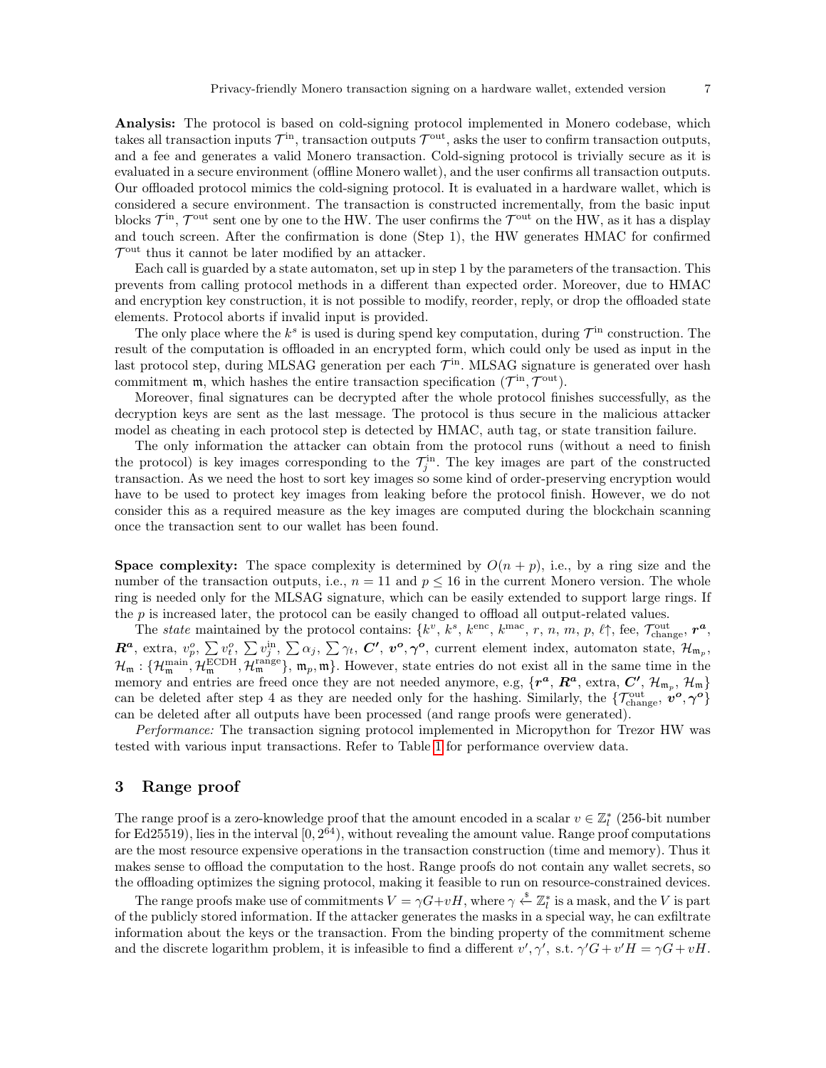**Analysis:** The protocol is based on cold-signing protocol implemented in Monero codebase, which takes all transaction inputs $\mathcal{T}^{\text{in}}$, transaction outputs $\mathcal{T}^{\text{out}}$, asks the user to confirm transaction outputs, and a fee and generates a valid Monero transaction. Cold-signing protocol is trivially secure as it is evaluated in a secure environment (offline Monero wallet), and the user confirms all transaction outputs. Our offloaded protocol mimics the cold-signing protocol. It is evaluated in a hardware wallet, which is considered a secure environment. The transaction is constructed incrementally, from the basic input blocks $\mathcal{T}^{\text{in}}$, $\mathcal{T}^{\text{out}}$ sent one by one to the HW. The user confirms the $\mathcal{T}^{\text{out}}$ on the HW, as it has a display and touch screen. After the confirmation is done (Step 1), the HW generates HMAC for confirmed $\mathcal{T}^{\text{out}}$ thus it cannot be later modified by an attacker.

Each call is guarded by a state automaton, set up in step 1 by the parameters of the transaction. This prevents from calling protocol methods in a different than expected order. Moreover, due to HMAC and encryption key construction, it is not possible to modify, reorder, reply, or drop the offloaded state elements. Protocol aborts if invalid input is provided.

The only place where the $k^s$ is used is during spend key computation, during $\mathcal{T}^{\text{in}}$ construction. The result of the computation is offloaded in an encrypted form, which could only be used as input in the last protocol step, during MLSAG generation per each $\mathcal{T}^{\text{in}}$. MLSAG signature is generated over hash commitment $\mathfrak{m}$, which hashes the entire transaction specification ($\mathcal{T}^{\text{in}}, \mathcal{T}^{\text{out}}$).

Moreover, final signatures can be decrypted after the whole protocol finishes successfully, as the decryption keys are sent as the last message. The protocol is thus secure in the malicious attacker model as cheating in each protocol step is detected by HMAC, auth tag, or state transition failure.

The only information the attacker can obtain from the protocol runs (without a need to finish the protocol) is key images corresponding to the $\mathcal{T}^{\text{in}}_j$. The key images are part of the constructed transaction. As we need the host to sort key images so some kind of order-preserving encryption would have to be used to protect key images from leaking before the protocol finish. However, we do not consider this as a required measure as the key images are computed during the blockchain scanning once the transaction sent to our wallet has been found.

**Space complexity:** The space complexity is determined by $O(n + p)$, i.e., by a ring size and the number of the transaction outputs, i.e., $n = 11$ and $p \leq 16$ in the current Monero version. The whole ring is needed only for the MLSAG signature, which can be easily extended to support large rings. If the $p$ is increased later, the protocol can be easily changed to offload all output-related values.

The *state* maintained by the protocol contains: $\{k^v, k^s, k^{\text{enc}}, k^{\text{mac}}, r, n, m, p, \ell\uparrow, \text{fee}, \mathcal{T}^{\text{out}}_{\text{change}}, \boldsymbol{r^a}, \boldsymbol{R^a}, \text{extra}, v^o_p, \sum v^o_t, \sum v^{\text{in}}_j, \sum \alpha_j, \sum \gamma_t, \boldsymbol{C'}, \boldsymbol{v^o}, \boldsymbol{\gamma^o}$, current element index, automaton state, $\mathcal{H}_{\mathfrak{m}_p}, \mathcal{H}_{\mathfrak{m}} : \{\mathcal{H}^{\text{main}}_{\mathfrak{m}}, \mathcal{H}^{\text{ECDH}}_{\mathfrak{m}}, \mathcal{H}^{\text{range}}_{\mathfrak{m}}\}, \mathfrak{m}_p, \mathfrak{m}\}$. However, state entries do not exist all in the same time in the memory and entries are freed once they are not needed anymore, e.g, $\{\boldsymbol{r^a}, \boldsymbol{R^a}, \text{extra}, \boldsymbol{C'}, \mathcal{H}_{\mathfrak{m}_p}, \mathcal{H}_{\mathfrak{m}}\}$ can be deleted after step 4 as they are needed only for the hashing. Similarly, the $\{\mathcal{T}^{\text{out}}_{\text{change}}, \boldsymbol{v^o}, \boldsymbol{\gamma^o}\}$ can be deleted after all outputs have been processed (and range proofs were generated).

*Performance:* The transaction signing protocol implemented in Micropython for Trezor HW was tested with various input transactions. Refer to Table 1 for performance overview data.

## 3 Range proof

The range proof is a zero-knowledge proof that the amount encoded in a scalar $v \in \mathbb{Z}^*_l$ (256-bit number for Ed25519), lies in the interval $[0, 2^{64})$, without revealing the amount value. Range proof computations are the most resource expensive operations in the transaction construction (time and memory). Thus it makes sense to offload the computation to the host. Range proofs do not contain any wallet secrets, so the offloading optimizes the signing protocol, making it feasible to run on resource-constrained devices.

The range proofs make use of commitments $V = \gamma G + vH$, where $\gamma \xleftarrow{\$} \mathbb{Z}^*_l$ is a mask, and the $V$ is part of the publicly stored information. If the attacker generates the masks in a special way, he can exfiltrate information about the keys or the transaction. From the binding property of the commitment scheme and the discrete logarithm problem, it is infeasible to find a different $v', \gamma'$, s.t. $\gamma' G + v' H = \gamma G + vH$.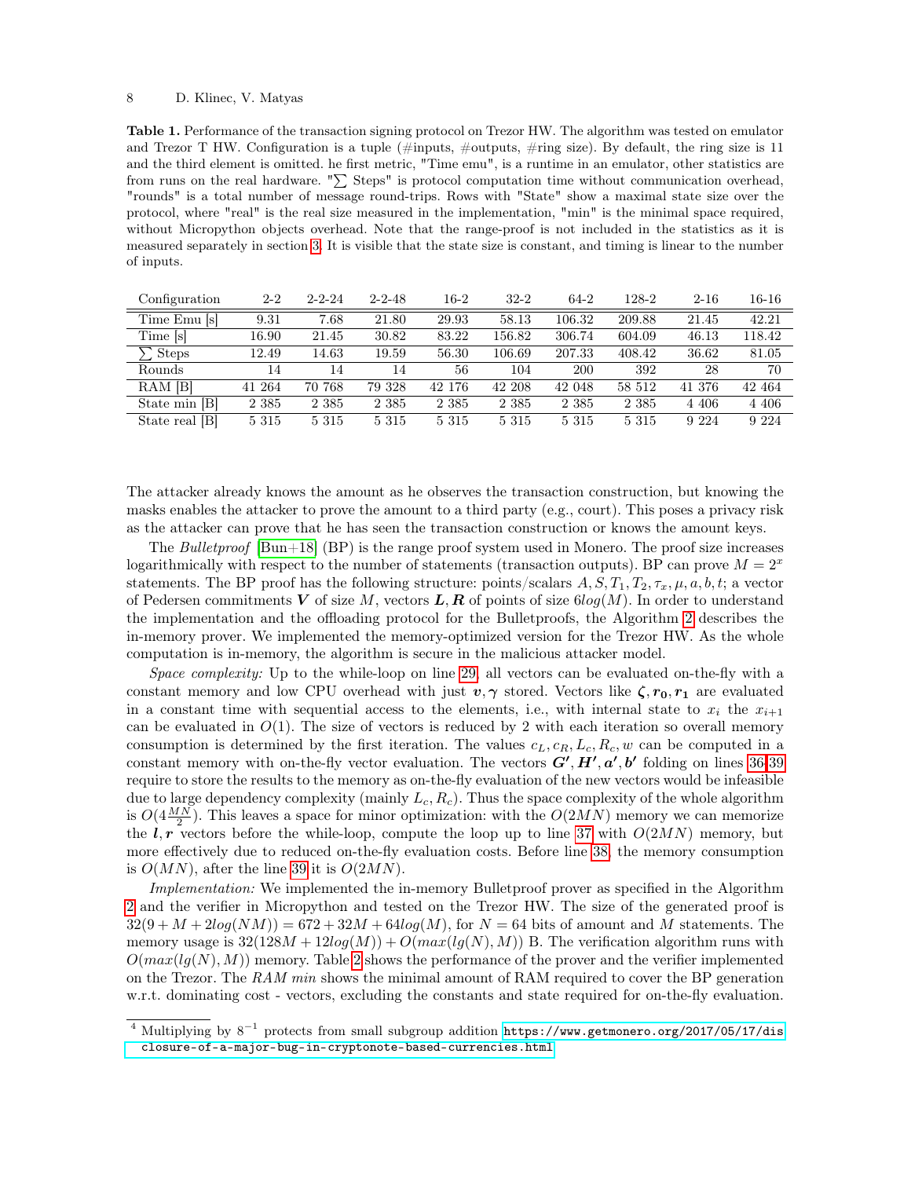**Table 1.** Performance of the transaction signing protocol on Trezor HW. The algorithm was tested on emulator and Trezor T HW. Configuration is a tuple (#inputs, #outputs, #ring size). By default, the ring size is 11 and the third element is omitted. he first metric, "Time emu", is a runtime in an emulator, other statistics are from runs on the real hardware. "$\sum$ Steps" is protocol computation time without communication overhead, "rounds" is a total number of message round-trips. Rows with "State" show a maximal state size over the protocol, where "real" is the real size measured in the implementation, "min" is the minimal space required, without Micropython objects overhead. Note that the range-proof is not included in the statistics as it is measured separately in section 3. It is visible that the state size is constant, and timing is linear to the number of inputs.

| Configuration | 2-2 | 2-2-24 | 2-2-48 | 16-2 | 32-2 | 64-2 | 128-2 | 2-16 | 16-16 |
|---|---|---|---|---|---|---|---|---|---|
| Time Emu [s] | 9.31 | 7.68 | 21.80 | 29.93 | 58.13 | 106.32 | 209.88 | 21.45 | 42.21 |
| Time [s] | 16.90 | 21.45 | 30.82 | 83.22 | 156.82 | 306.74 | 604.09 | 46.13 | 118.42 |
| $\sum$ Steps | 12.49 | 14.63 | 19.59 | 56.30 | 106.69 | 207.33 | 408.42 | 36.62 | 81.05 |
| Rounds | 14 | 14 | 14 | 56 | 104 | 200 | 392 | 28 | 70 |
| RAM [B] | 41 264 | 70 768 | 79 328 | 42 176 | 42 208 | 42 048 | 58 512 | 41 376 | 42 464 |
| State min [B] | 2 385 | 2 385 | 2 385 | 2 385 | 2 385 | 2 385 | 2 385 | 4 406 | 4 406 |
| State real [B] | 5 315 | 5 315 | 5 315 | 5 315 | 5 315 | 5 315 | 5 315 | 9 224 | 9 224 |

The attacker already knows the amount as he observes the transaction construction, but knowing the masks enables the attacker to prove the amount to a third party (e.g., court). This poses a privacy risk as the attacker can prove that he has seen the transaction construction or knows the amount keys.

The *Bulletproof* [Bun+18] (BP) is the range proof system used in Monero. The proof size increases logarithmically with respect to the number of statements (transaction outputs). BP can prove $M = 2^x$ statements. The BP proof has the following structure: points/scalars $A, S, T_1, T_2, \tau_x, \mu, a, b, t$; a vector of Pedersen commitments $\boldsymbol{V}$ of size $M$, vectors $\boldsymbol{L}, \boldsymbol{R}$ of points of size $6log(M)$. In order to understand the implementation and the offloading protocol for the Bulletproofs, the Algorithm 2 describes the in-memory prover. We implemented the memory-optimized version for the Trezor HW. As the whole computation is in-memory, the algorithm is secure in the malicious attacker model.

*Space complexity:* Up to the while-loop on line 29, all vectors can be evaluated on-the-fly with a constant memory and low CPU overhead with just $\boldsymbol{v}, \boldsymbol{\gamma}$ stored. Vectors like $\boldsymbol{\zeta}, \boldsymbol{r_0}, \boldsymbol{r_1}$ are evaluated in a constant time with sequential access to the elements, i.e., with internal state to $x_i$ the $x_{i+1}$ can be evaluated in $O(1)$. The size of vectors is reduced by 2 with each iteration so overall memory consumption is determined by the first iteration. The values $c_L, c_R, L_c, R_c, w$ can be computed in a constant memory with on-the-fly vector evaluation. The vectors $\boldsymbol{G'}, \boldsymbol{H'}, \boldsymbol{a'}, \boldsymbol{b'}$ folding on lines 36-39 require to store the results to the memory as on-the-fly evaluation of the new vectors would be infeasible due to large dependency complexity (mainly $L_c, R_c$). Thus the space complexity of the whole algorithm is $O(4\frac{MN}{2})$. This leaves a space for minor optimization: with the $O(2MN)$ memory we can memorize the $\boldsymbol{l}, \boldsymbol{r}$ vectors before the while-loop, compute the loop up to line 37 with $O(2MN)$ memory, but more effectively due to reduced on-the-fly evaluation costs. Before line 38, the memory consumption is $O(MN)$, after the line 39 it is $O(2MN)$.

*Implementation:* We implemented the in-memory Bulletproof prover as specified in the Algorithm 2 and the verifier in Micropython and tested on the Trezor HW. The size of the generated proof is $32(9 + M + 2log(NM)) = 672 + 32M + 64log(M)$, for $N = 64$ bits of amount and $M$ statements. The memory usage is $32(128M + 12log(M)) + O(max(lg(N), M))$ B. The verification algorithm runs with $O(max(lg(N), M))$ memory. Table 2 shows the performance of the prover and the verifier implemented on the Trezor. The *RAM min* shows the minimal amount of RAM required to cover the BP generation w.r.t. dominating cost - vectors, excluding the constants and state required for on-the-fly evaluation.

---

[4] Multiplying by $8^{-1}$ protects from small subgroup addition https://www.getmonero.org/2017/05/17/disclosure-of-a-major-bug-in-cryptonote-based-currencies.html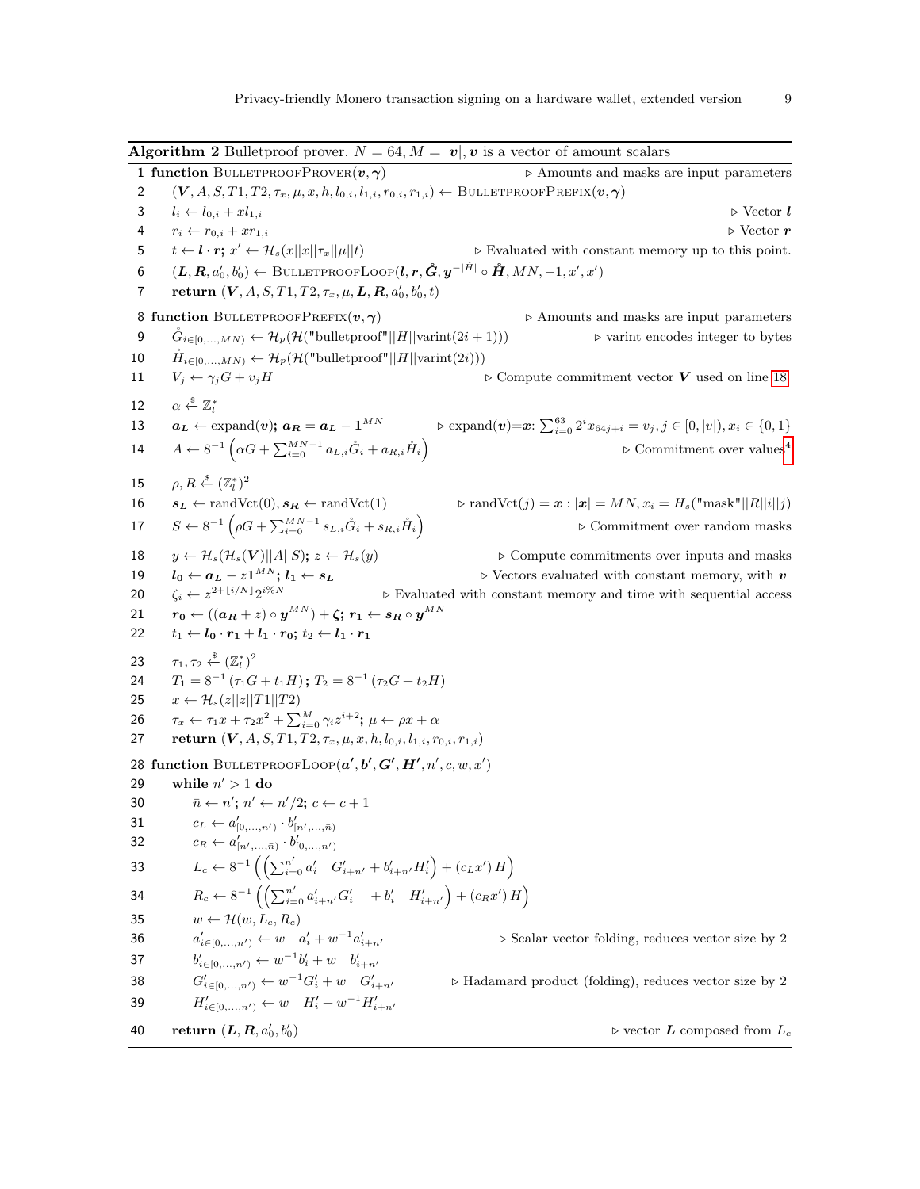**Algorithm 2** Bulletproof prover. $N = 64, M = |\boldsymbol{v}|, \boldsymbol{v}$ is a vector of amount scalars

```
 1 function BulletproofProver(v, γ)                                  ▷ Amounts and masks are input parameters
 2     (V, A, S, T1, T2, τ_x, μ, x, h, l_{0,i}, l_{1,i}, r_{0,i}, r_{1,i}) ← BulletproofPrefix(v, γ)
 3     l_i ← l_{0,i} + x l_{1,i}                                                                   ▷ Vector l
 4     r_i ← r_{0,i} + x r_{1,i}                                                                   ▷ Vector r
 5     t ← l · r; x' ← H_s(x||x||τ_x||μ||t)               ▷ Evaluated with constant memory up to this point.
 6     (L, R, a'_0, b'_0) ← BulletproofLoop(l, r, G̊, y^{-|H̊|} ∘ H̊, MN, -1, x', x')
 7     return (V, A, S, T1, T2, τ_x, μ, L, R, a'_0, b'_0, t)
 8 function BulletproofPrefix(v, γ)                                  ▷ Amounts and masks are input parameters
 9     G̊_{i∈[0,...,MN)} ← H_p(H("bulletproof"||H||varint(2i+1)))         ▷ varint encodes integer to bytes
10     H̊_{i∈[0,...,MN)} ← H_p(H("bulletproof"||H||varint(2i)))
11     V_j ← γ_j G + v_j H                                     ▷ Compute commitment vector V used on line 18
12     α ←$ Z*_l
13     a_L ← expand(v); a_R = a_L − 1^{MN}       ▷ expand(v)=x: Σ_{i=0}^{63} 2^i x_{64j+i} = v_j, j ∈ [0,|v|), x_i ∈ {0,1}
14     A ← 8^{-1} (αG + Σ_{i=0}^{MN-1} a_{L,i} G̊_i + a_{R,i} H̊_i)                    ▷ Commitment over values[4]
15     ρ, R ←$ (Z*_l)^2
16     s_L ← randVct(0), s_R ← randVct(1)            ▷ randVct(j) = x : |x| = MN, x_i = H_s("mask"||R||i||j)
17     S ← 8^{-1} (ρG + Σ_{i=0}^{MN-1} s_{L,i} G̊_i + s_{R,i} H̊_i)                   ▷ Commitment over random masks
18     y ← H_s(H_s(V)||A||S); z ← H_s(y)                       ▷ Compute commitments over inputs and masks
19     l_0 ← a_L − z1^{MN}; l_1 ← s_L                         ▷ Vectors evaluated with constant memory, with v
20     ζ_i ← z^{2+⌊i/N⌋} 2^{i%N}                 ▷ Evaluated with constant memory and time with sequential access
21     r_0 ← ((a_R + z) ∘ y^{MN}) + ζ; r_1 ← s_R ∘ y^{MN}
22     t_1 ← l_0 · r_1 + l_1 · r_0; t_2 ← l_1 · r_1
23     τ_1, τ_2 ←$ (Z*_l)^2
24     T_1 = 8^{-1} (τ_1 G + t_1 H); T_2 = 8^{-1} (τ_2 G + t_2 H)
25     x ← H_s(z||z||T1||T2)
26     τ_x ← τ_1 x + τ_2 x^2 + Σ_{i=0}^{M} γ_i z^{i+2}; μ ← ρx + α
27     return (V, A, S, T1, T2, τ_x, μ, x, h, l_{0,i}, l_{1,i}, r_{0,i}, r_{1,i})
28 function BulletproofLoop(a', b', G', H', n', c, w, x')
29     while n' > 1 do
30         n̄ ← n'; n' ← n'/2; c ← c + 1
31         c_L ← a'_{[0,...,n')} · b'_{[n',...,n̄)}
32         c_R ← a'_{[n',...,n̄)} · b'_{[0,...,n')}
33         L_c ← 8^{-1} ((Σ_{i=0}^{n'} a'_i G'_{i+n'} + b'_{i+n'} H'_i) + (c_L x') H)
34         R_c ← 8^{-1} ((Σ_{i=0}^{n'} a'_{i+n'} G'_i + b'_i H'_{i+n'}) + (c_R x') H)
35         w ← H(w, L_c, R_c)
36         a'_{i∈[0,...,n')} ← w a'_i + w^{-1} a'_{i+n'}           ▷ Scalar vector folding, reduces vector size by 2
37         b'_{i∈[0,...,n')} ← w^{-1} b'_i + w b'_{i+n'}
38         G'_{i∈[0,...,n')} ← w^{-1} G'_i + w G'_{i+n'}         ▷ Hadamard product (folding), reduces vector size by 2
39         H'_{i∈[0,...,n')} ← w H'_i + w^{-1} H'_{i+n'}
40     return (L, R, a'_0, b'_0)                                          ▷ vector L composed from L_c
```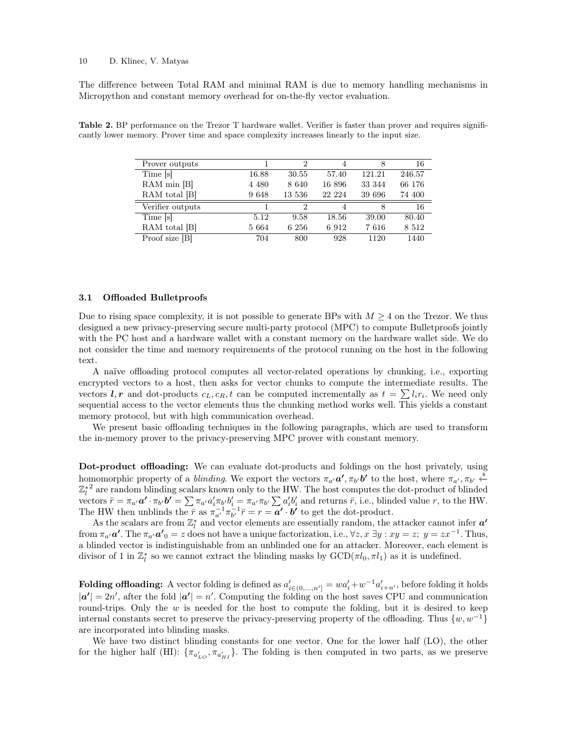The difference between Total RAM and minimal RAM is due to memory handling mechanisms in Micropython and constant memory overhead for on-the-fly vector evaluation.

**Table 2.** BP performance on the Trezor T hardware wallet. Verifier is faster than prover and requires significantly lower memory. Prover time and space complexity increases linearly to the input size.

| Prover outputs | 1 | 2 | 4 | 8 | 16 |
|---|---|---|---|---|---|
| Time [s] | 16.88 | 30.55 | 57.40 | 121.21 | 246.57 |
| RAM min [B] | 4 480 | 8 640 | 16 896 | 33 344 | 66 176 |
| RAM total [B] | 9 648 | 13 536 | 22 224 | 39 696 | 74 400 |
| **Verifier outputs** | 1 | 2 | 4 | 8 | 16 |
| Time [s] | 5.12 | 9.58 | 18.56 | 39.00 | 80.40 |
| RAM total [B] | 5 664 | 6 256 | 6 912 | 7 616 | 8 512 |
| Proof size [B] | 704 | 800 | 928 | 1120 | 1440 |

### 3.1 Offloaded Bulletproofs

Due to rising space complexity, it is not possible to generate BPs with $M \geq 4$ on the Trezor. We thus designed a new privacy-preserving secure multi-party protocol (MPC) to compute Bulletproofs jointly with the PC host and a hardware wallet with a constant memory on the hardware wallet side. We do not consider the time and memory requirements of the protocol running on the host in the following text.

A naïve offloading protocol computes all vector-related operations by chunking, i.e., exporting encrypted vectors to a host, then asks for vector chunks to compute the intermediate results. The vectors $\boldsymbol{l}, \boldsymbol{r}$ and dot-products $c_L, c_R, t$ can be computed incrementally as $t = \sum l_i r_i$. We need only sequential access to the vector elements thus the chunking method works well. This yields a constant memory protocol, but with high communication overhead.

We present basic offloading techniques in the following paragraphs, which are used to transform the in-memory prover to the privacy-preserving MPC prover with constant memory.

**Dot-product offloading:** We can evaluate dot-products and foldings on the host privately, using homomorphic property of a *blinding*. We export the vectors $\pi_{a'}\boldsymbol{a'}, \pi_{b'}\boldsymbol{b'}$ to the host, where $\pi_{a'}, \pi_{b'} \xleftarrow{\$} \mathbb{Z}_l^{*2}$ are random blinding scalars known only to the HW. The host computes the dot-product of blinded vectors $\bar{r} = \pi_{a'}\boldsymbol{a'} \cdot \pi_{b'}\boldsymbol{b'} = \sum \pi_{a'} a'_i \pi_{b'} b'_i = \pi_{a'}\pi_{b'} \sum a'_i b'_i$ and returns $\bar{r}$, i.e., blinded value $r$, to the HW. The HW then unblinds the $\bar{r}$ as $\pi_{a'}^{-1}\pi_{b'}^{-1}\bar{r} = r = \boldsymbol{a'} \cdot \boldsymbol{b'}$ to get the dot-product.

As the scalars are from $\mathbb{Z}_l^*$ and vector elements are essentially random, the attacker cannot infer $\boldsymbol{a'}$ from $\pi_{a'}\boldsymbol{a'}$. The $\pi_{a'}\boldsymbol{a'}_0 = z$ does not have a unique factorization, i.e., $\forall z, x\ \exists y : xy = z;\ y = zx^{-1}$. Thus, a blinded vector is indistinguishable from an unblinded one for an attacker. Moreover, each element is divisor of 1 in $\mathbb{Z}_l^*$ so we cannot extract the blinding masks by $\mathrm{GCD}(\pi l_0, \pi l_1)$ as it is undefined.

**Folding offloading:** A vector folding is defined as $a'_{i \in (0,\dots,n']} = w a'_i + w^{-1} a'_{i+n'}$, before folding it holds $|\boldsymbol{a'}| = 2n'$, after the fold $|\boldsymbol{a'}| = n'$. Computing the folding on the host saves CPU and communication round-trips. Only the $w$ is needed for the host to compute the folding, but it is desired to keep internal constants secret to preserve the privacy-preserving property of the offloading. Thus $\{w, w^{-1}\}$ are incorporated into blinding masks.

We have two distinct blinding constants for one vector. One for the lower half (LO), the other for the higher half (HI): $\{\pi_{a'_{LO}}, \pi_{a'_{HI}}\}$. The folding is then computed in two parts, as we preserve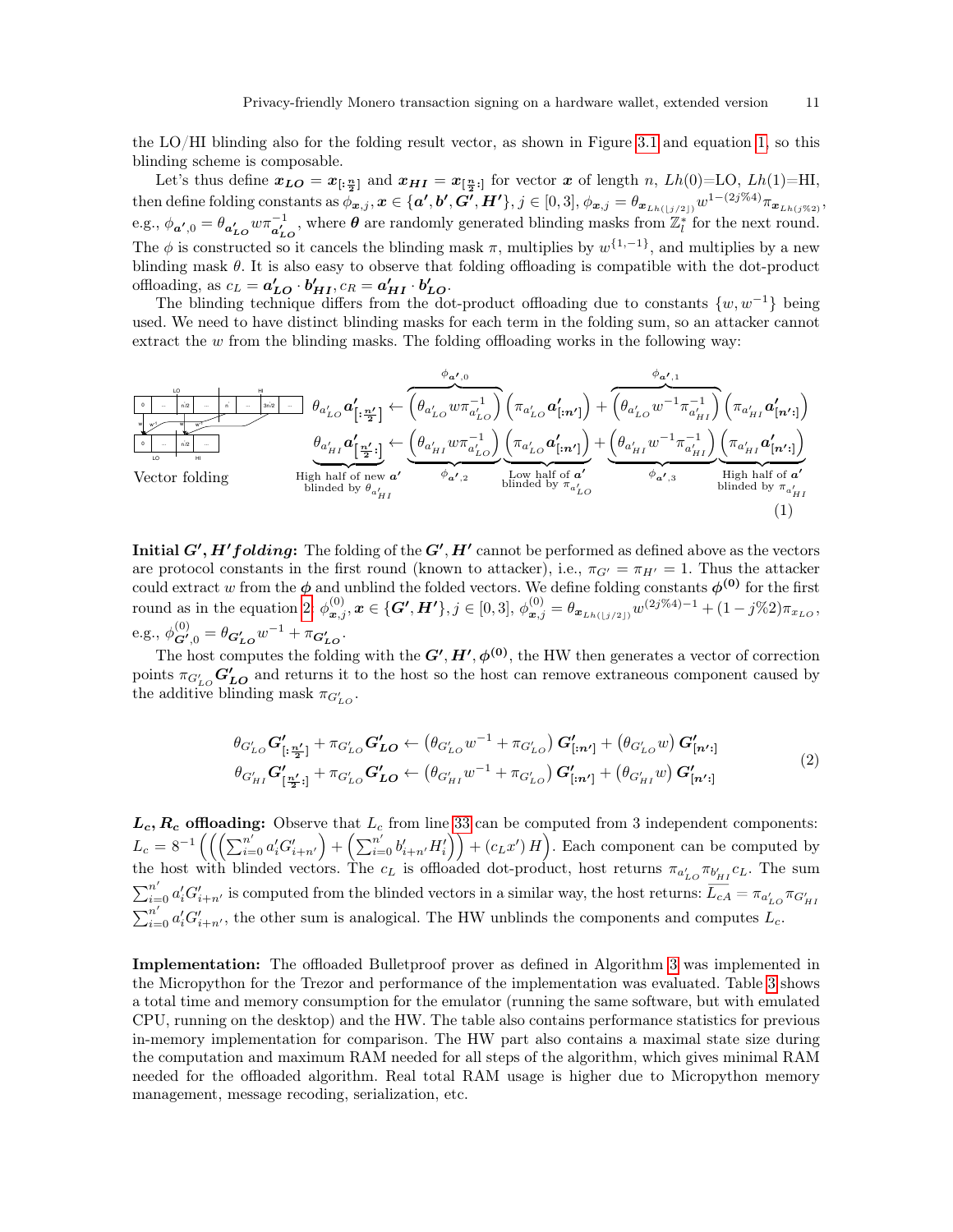the LO/HI blinding also for the folding result vector, as shown in Figure 3.1 and equation 1, so this blinding scheme is composable.

Let's thus define $\boldsymbol{x_{LO}} = \boldsymbol{x}_{[:\frac{n}{2}]}$ and $\boldsymbol{x_{HI}} = \boldsymbol{x}_{[\frac{n}{2}:]}$ for vector $\boldsymbol{x}$ of length $n$, $Lh(0)$=LO, $Lh(1)$=HI, then define folding constants as $\phi_{\boldsymbol{x},j}, \boldsymbol{x} \in \{\boldsymbol{a'}, \boldsymbol{b'}, \boldsymbol{G'}, \boldsymbol{H'}\}, j \in [0,3]$, $\phi_{\boldsymbol{x},j} = \theta_{\boldsymbol{x}_{Lh(\lfloor j/2 \rfloor)}} w^{1-(2j\%4)} \pi_{\boldsymbol{x}_{Lh(j\%2)}}$, e.g., $\phi_{\boldsymbol{a'},0} = \theta_{\boldsymbol{a'_{LO}}} w \pi^{-1}_{\boldsymbol{a'_{LO}}}$, where $\boldsymbol{\theta}$ are randomly generated blinding masks from $\mathbb{Z}_l^*$ for the next round. The $\phi$ is constructed so it cancels the blinding mask $\pi$, multiplies by $w^{\{1,-1\}}$, and multiplies by a new blinding mask $\theta$. It is also easy to observe that folding offloading is compatible with the dot-product offloading, as $c_L = \boldsymbol{a'_{LO}} \cdot \boldsymbol{b'_{HI}}, c_R = \boldsymbol{a'_{HI}} \cdot \boldsymbol{b'_{LO}}$.

The blinding technique differs from the dot-product offloading due to constants $\{w, w^{-1}\}$ being used. We need to have distinct blinding masks for each term in the folding sum, so an attacker cannot extract the $w$ from the blinding masks. The folding offloading works in the following way:

Vector folding

$$
\begin{aligned}
\theta_{a'_{LO}} \boldsymbol{a'}_{[:\frac{n'}{2}]} &\leftarrow \overbrace{\left(\theta_{a'_{LO}} w \pi^{-1}_{a'_{LO}}\right)}^{\phi_{\boldsymbol{a'},0}} \left(\pi_{a'_{LO}} \boldsymbol{a'}_{[:n']}\right) + \overbrace{\left(\theta_{a'_{LO}} w^{-1} \pi^{-1}_{a'_{HI}}\right)}^{\phi_{\boldsymbol{a'},1}} \left(\pi_{a'_{HI}} \boldsymbol{a'}_{[n':]}\right) \\
\underbrace{\theta_{a'_{HI}} \boldsymbol{a'}_{[\frac{n'}{2}:]}}_{\text{High half of new } \boldsymbol{a'} \text{ blinded by } \theta_{a'_{HI}}} &\leftarrow \underbrace{\left(\theta_{a'_{HI}} w \pi^{-1}_{a'_{LO}}\right)}_{\phi_{\boldsymbol{a'},2}} \underbrace{\left(\pi_{a'_{LO}} \boldsymbol{a'}_{[:n']}\right)}_{\text{Low half of } \boldsymbol{a'} \text{ blinded by } \pi_{a'_{LO}}} + \underbrace{\left(\theta_{a'_{HI}} w^{-1} \pi^{-1}_{a'_{HI}}\right)}_{\phi_{\boldsymbol{a'},3}} \underbrace{\left(\pi_{a'_{HI}} \boldsymbol{a'}_{[n':]}\right)}_{\text{High half of } \boldsymbol{a'} \text{ blinded by } \pi_{a'_{HI}}}
\end{aligned}
\tag{1}
$$

**Initial $\boldsymbol{G'}, \boldsymbol{H'}$ *folding*:** The folding of the $\boldsymbol{G'}, \boldsymbol{H'}$ cannot be performed as defined above as the vectors are protocol constants in the first round (known to attacker), i.e., $\pi_{G'} = \pi_{H'} = 1$. Thus the attacker could extract $w$ from the $\boldsymbol{\phi}$ and unblind the folded vectors. We define folding constants $\boldsymbol{\phi^{(0)}}$ for the first round as in the equation 2: $\phi^{(0)}_{\boldsymbol{x},j}, \boldsymbol{x} \in \{\boldsymbol{G'}, \boldsymbol{H'}\}, j \in [0,3]$, $\phi^{(0)}_{\boldsymbol{x},j} = \theta_{\boldsymbol{x}_{Lh(\lfloor j/2 \rfloor)}} w^{(2j\%4)-1} + (1 - j\%2)\pi_{x_{LO}}$, e.g., $\phi^{(0)}_{\boldsymbol{G'},0} = \theta_{\boldsymbol{G'_{LO}}} w^{-1} + \pi_{\boldsymbol{G'_{LO}}}$.

The host computes the folding with the $\boldsymbol{G'}, \boldsymbol{H'}, \boldsymbol{\phi^{(0)}}$, the HW then generates a vector of correction points $\pi_{G'_{LO}} \boldsymbol{G'_{LO}}$ and returns it to the host so the host can remove extraneous component caused by the additive blinding mask $\pi_{G'_{LO}}$.

$$
\begin{aligned}
\theta_{G'_{LO}} \boldsymbol{G'}_{[:\frac{n'}{2}]} + \pi_{G'_{LO}} \boldsymbol{G'_{LO}} &\leftarrow \left(\theta_{G'_{LO}} w^{-1} + \pi_{G'_{LO}}\right) \boldsymbol{G'}_{[:n']} + \left(\theta_{G'_{LO}} w\right) \boldsymbol{G'}_{[n':]} \\
\theta_{G'_{HI}} \boldsymbol{G'}_{[\frac{n'}{2}:]} + \pi_{G'_{LO}} \boldsymbol{G'_{LO}} &\leftarrow \left(\theta_{G'_{HI}} w^{-1} + \pi_{G'_{LO}}\right) \boldsymbol{G'}_{[:n']} + \left(\theta_{G'_{HI}} w\right) \boldsymbol{G'}_{[n':]}
\end{aligned}
\tag{2}
$$

**$L_c, R_c$ offloading:** Observe that $L_c$ from line 33 can be computed from 3 independent components: $L_c = 8^{-1} \left( \left( \left( \sum_{i=0}^{n'} a'_i G'_{i+n'} \right) + \left( \sum_{i=0}^{n'} b'_{i+n'} H'_i \right) \right) + (c_L x') H \right)$. Each component can be computed by the host with blinded vectors. The $c_L$ is offloaded dot-product, host returns $\pi_{a'_{LO}} \pi_{b'_{HI}} c_L$. The sum $\sum_{i=0}^{n'} a'_i G'_{i+n'}$ is computed from the blinded vectors in a similar way, the host returns: $\overline{L_{cA}} = \pi_{a'_{LO}} \pi_{G'_{HI}} \sum_{i=0}^{n'} a'_i G'_{i+n'}$, the other sum is analogical. The HW unblinds the components and computes $L_c$.

**Implementation:** The offloaded Bulletproof prover as defined in Algorithm 3 was implemented in the Micropython for the Trezor and performance of the implementation was evaluated. Table 3 shows a total time and memory consumption for the emulator (running the same software, but with emulated CPU, running on the desktop) and the HW. The table also contains performance statistics for previous in-memory implementation for comparison. The HW part also contains a maximal state size during the computation and maximum RAM needed for all steps of the algorithm, which gives minimal RAM needed for the offloaded algorithm. Real total RAM usage is higher due to Micropython memory management, message recoding, serialization, etc.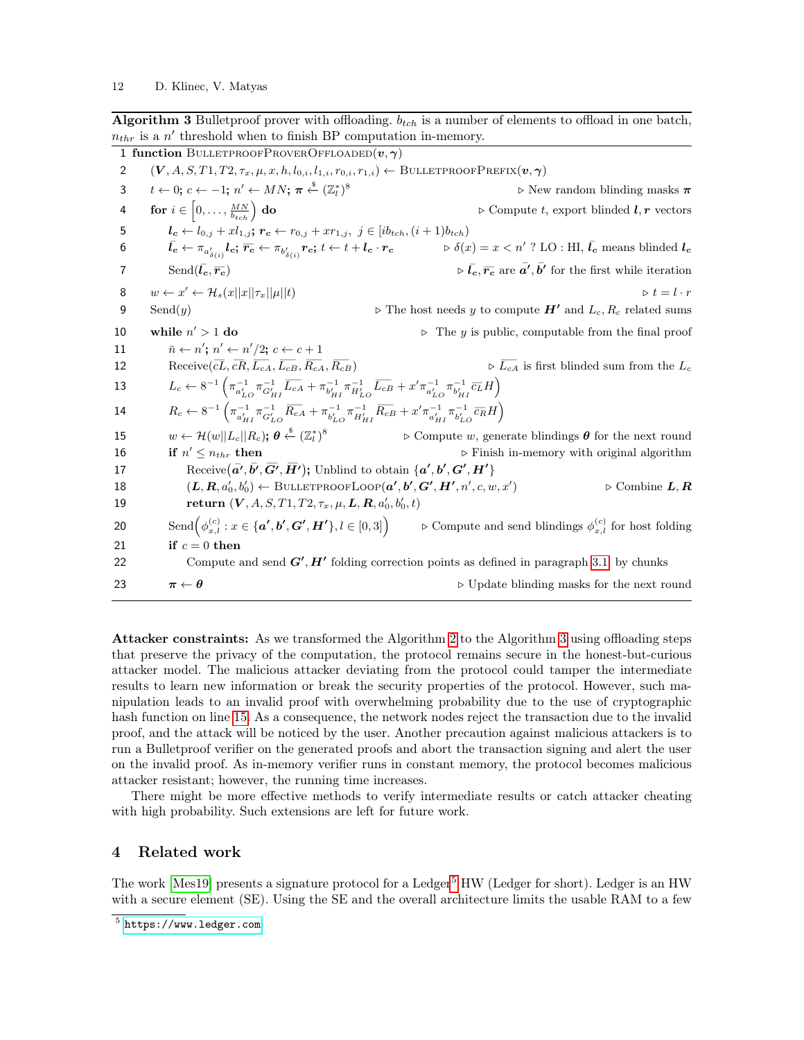**Algorithm 3** Bulletproof prover with offloading. $b_{tch}$ is a number of elements to offload in one batch, $n_{thr}$ is a $n'$ threshold when to finish BP computation in-memory.

```
1  function BulletproofProverOffloaded(v, γ)
2      (V, A, S, T1, T2, τ_x, μ, x, h, l_{0,i}, l_{1,i}, r_{0,i}, r_{1,i}) ← BulletproofPrefix(v, γ)
3      t ← 0; c ← −1; n' ← MN; π ←$ (Z_l^*)^8                          ▷ New random blinding masks π
4      for i ∈ [0, ..., MN/b_tch) do                                     ▷ Compute t, export blinded l, r vectors
5          l_c ← l_{0,j} + x l_{1,j}; r_c ← r_{0,j} + x r_{1,j},  j ∈ [i b_tch, (i+1) b_tch)
6          l̄_c ← π_{a'_{δ(i)}} l_c; r̄_c ← π_{b'_{δ(i)}} r_c; t ← t + l_c · r_c   ▷ δ(x) = x < n' ? LO : HI, l̄_c means blinded l_c
7          Send(l̄_c, r̄_c)                                               ▷ l̄_c, r̄_c are ā', b̄' for the first while iteration
8      w ← x' ← H_s(x || x || τ_x || μ || t)                              ▷ t = l · r
9      Send(y)                                          ▷ The host needs y to compute H' and L_c, R_c related sums
10     while n' > 1 do                                  ▷ The y is public, computable from the final proof
11         n̄ ← n'; n' ← n'/2; c ← c + 1
12         Receive(c̄L, c̄R, L̄_cA, L̄_cB, R̄_cA, R̄_cB)                      ▷ L̄_cA is first blinded sum from the L_c
13         L_c ← 8^{-1} (π^{-1}_{a'_LO} π^{-1}_{G'_HI} L̄_cA + π^{-1}_{b'_HI} π^{-1}_{H'_LO} L̄_cB + x' π^{-1}_{a'_LO} π^{-1}_{b'_HI} c̄_L H)
14         R_c ← 8^{-1} (π^{-1}_{a'_HI} π^{-1}_{G'_LO} R̄_cA + π^{-1}_{b'_LO} π^{-1}_{H'_HI} R̄_cB + x' π^{-1}_{a'_HI} π^{-1}_{b'_LO} c̄_R H)
15         w ← H(w || L_c || R_c); θ ←$ (Z_l^*)^8        ▷ Compute w, generate blindings θ for the next round
16         if n' ≤ n_thr then                            ▷ Finish in-memory with original algorithm
17             Receive(ā', b̄', Ḡ', H̄'); Unblind to obtain {a', b', G', H'}
18             (L, R, a'_0, b'_0) ← BulletproofLoop(a', b', G', H', n', c, w, x')   ▷ Combine L, R
19             return (V, A, S, T1, T2, τ_x, μ, L, R, a'_0, b'_0, t)
20         Send(φ^{(c)}_{x,l} : x ∈ {a', b', G', H'}, l ∈ [0,3])  ▷ Compute and send blindings φ^{(c)}_{x,l} for host folding
21         if c = 0 then
22             Compute and send G', H' folding correction points as defined in paragraph 3.1, by chunks
23         π ← θ                                         ▷ Update blinding masks for the next round
```

**Attacker constraints:** As we transformed the Algorithm 2 to the Algorithm 3 using offloading steps that preserve the privacy of the computation, the protocol remains secure in the honest-but-curious attacker model. The malicious attacker deviating from the protocol could tamper the intermediate results to learn new information or break the security properties of the protocol. However, such manipulation leads to an invalid proof with overwhelming probability due to the use of cryptographic hash function on line 15. As a consequence, the network nodes reject the transaction due to the invalid proof, and the attack will be noticed by the user. Another precaution against malicious attackers is to run a Bulletproof verifier on the generated proofs and abort the transaction signing and alert the user on the invalid proof. As in-memory verifier runs in constant memory, the protocol becomes malicious attacker resistant; however, the running time increases.

There might be more effective methods to verify intermediate results or catch attacker cheating with high probability. Such extensions are left for future work.

## 4 Related work

The work [Mes19] presents a signature protocol for a Ledger[5] HW (Ledger for short). Ledger is an HW with a secure element (SE). Using the SE and the overall architecture limits the usable RAM to a few

[5] https://www.ledger.com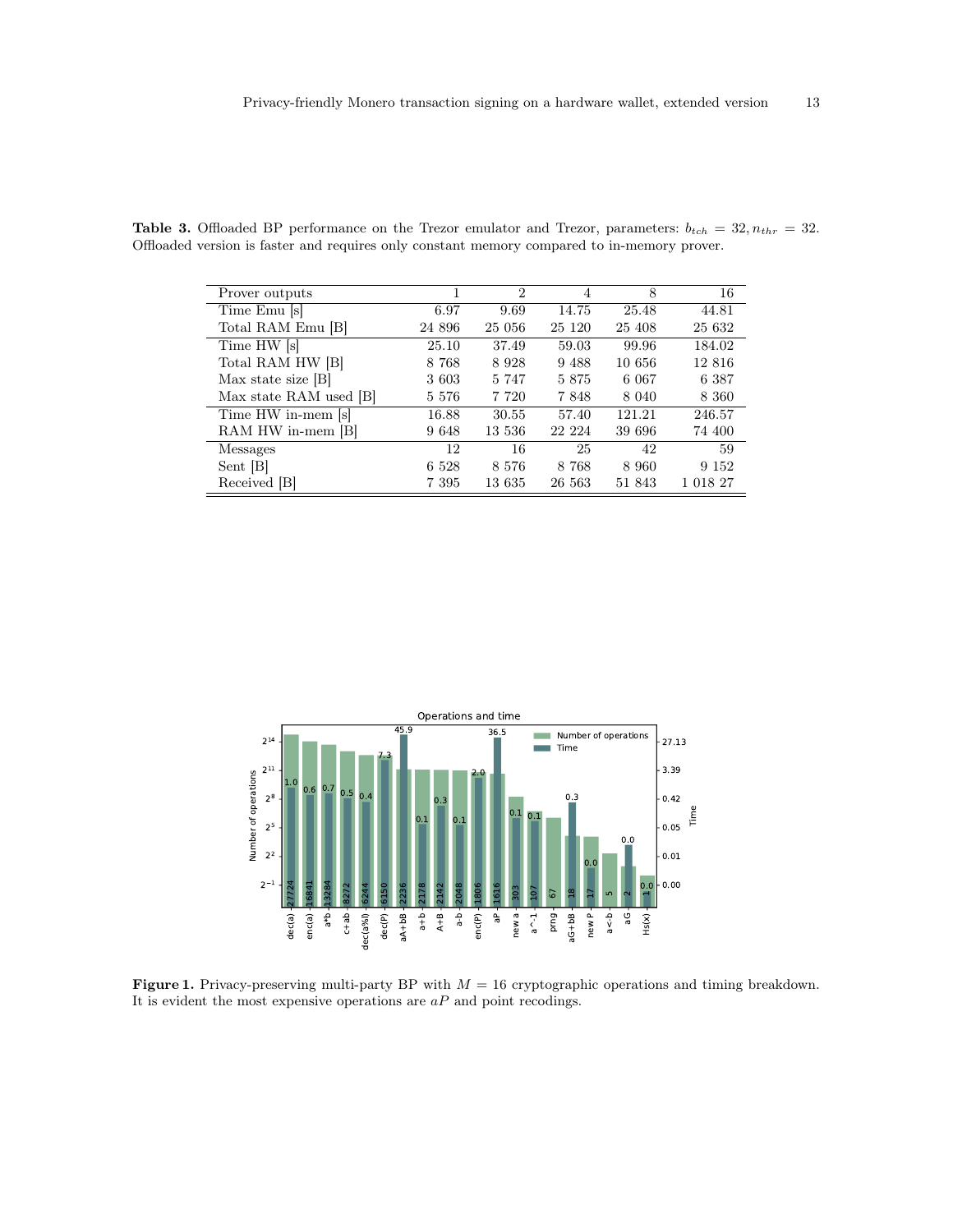**Table 3.** Offloaded BP performance on the Trezor emulator and Trezor, parameters: $b_{tch} = 32, n_{thr} = 32$. Offloaded version is faster and requires only constant memory compared to in-memory prover.

| Prover outputs | 1 | 2 | 4 | 8 | 16 |
|---|---|---|---|---|---|
| Time Emu [s] | 6.97 | 9.69 | 14.75 | 25.48 | 44.81 |
| Total RAM Emu [B] | 24 896 | 25 056 | 25 120 | 25 408 | 25 632 |
| Time HW [s] | 25.10 | 37.49 | 59.03 | 99.96 | 184.02 |
| Total RAM HW [B] | 8 768 | 8 928 | 9 488 | 10 656 | 12 816 |
| Max state size [B] | 3 603 | 5 747 | 5 875 | 6 067 | 6 387 |
| Max state RAM used [B] | 5 576 | 7 720 | 7 848 | 8 040 | 8 360 |
| Time HW in-mem [s] | 16.88 | 30.55 | 57.40 | 121.21 | 246.57 |
| RAM HW in-mem [B] | 9 648 | 13 536 | 22 224 | 39 696 | 74 400 |
| Messages | 12 | 16 | 25 | 42 | 59 |
| Sent [B] | 6 528 | 8 576 | 8 768 | 8 960 | 9 152 |
| Received [B] | 7 395 | 13 635 | 26 563 | 51 843 | 1 018 27 |

**Figure 1.** Privacy-preserving multi-party BP with $M = 16$ cryptographic operations and timing breakdown. It is evident the most expensive operations are $aP$ and point recodings.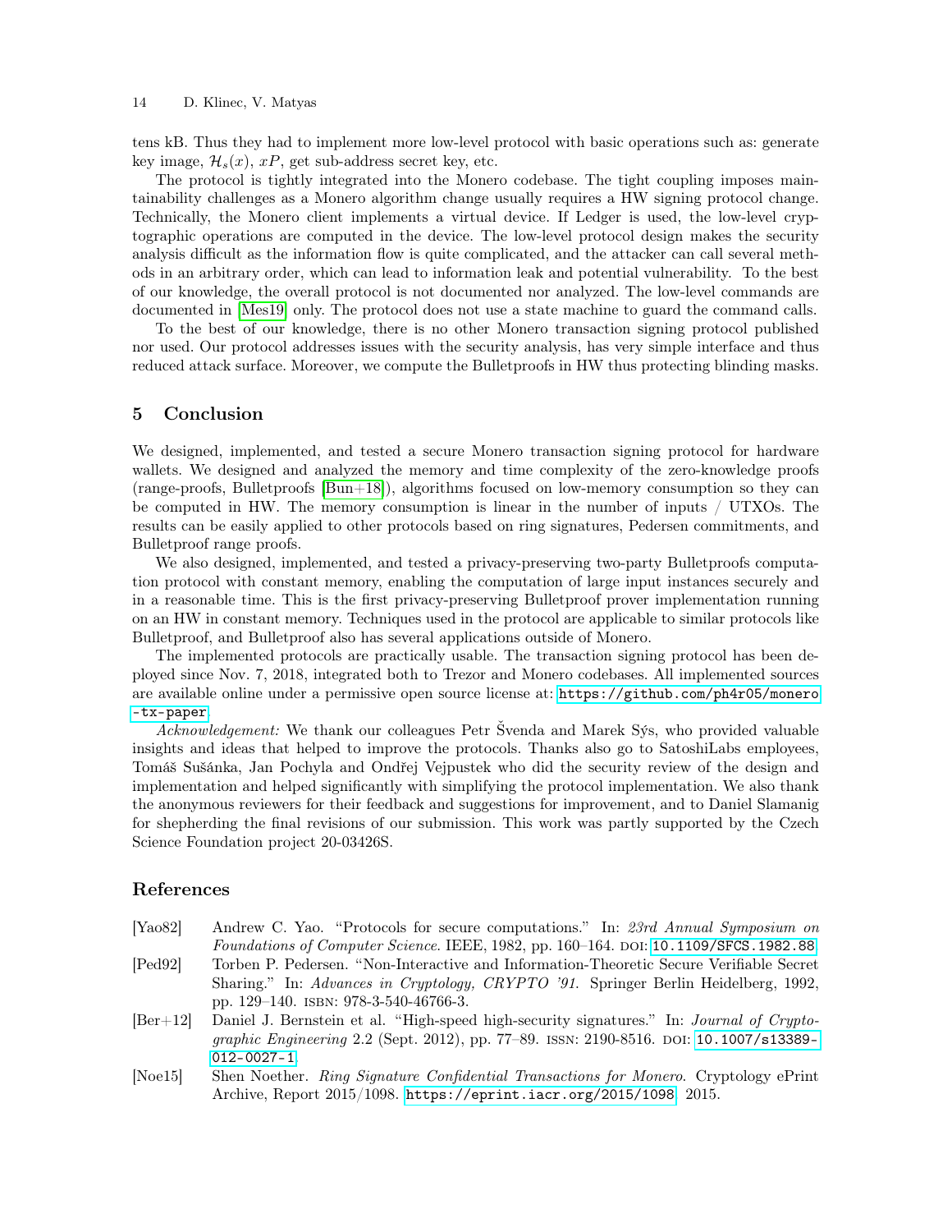tens kB. Thus they had to implement more low-level protocol with basic operations such as: generate key image, $\mathcal{H}_s(x)$, $xP$, get sub-address secret key, etc.

The protocol is tightly integrated into the Monero codebase. The tight coupling imposes maintainability challenges as a Monero algorithm change usually requires a HW signing protocol change. Technically, the Monero client implements a virtual device. If Ledger is used, the low-level cryptographic operations are computed in the device. The low-level protocol design makes the security analysis difficult as the information flow is quite complicated, and the attacker can call several methods in an arbitrary order, which can lead to information leak and potential vulnerability. To the best of our knowledge, the overall protocol is not documented nor analyzed. The low-level commands are documented in [Mes19] only. The protocol does not use a state machine to guard the command calls.

To the best of our knowledge, there is no other Monero transaction signing protocol published nor used. Our protocol addresses issues with the security analysis, has very simple interface and thus reduced attack surface. Moreover, we compute the Bulletproofs in HW thus protecting blinding masks.

## 5 Conclusion

We designed, implemented, and tested a secure Monero transaction signing protocol for hardware wallets. We designed and analyzed the memory and time complexity of the zero-knowledge proofs (range-proofs, Bulletproofs [Bun+18]), algorithms focused on low-memory consumption so they can be computed in HW. The memory consumption is linear in the number of inputs / UTXOs. The results can be easily applied to other protocols based on ring signatures, Pedersen commitments, and Bulletproof range proofs.

We also designed, implemented, and tested a privacy-preserving two-party Bulletproofs computation protocol with constant memory, enabling the computation of large input instances securely and in a reasonable time. This is the first privacy-preserving Bulletproof prover implementation running on an HW in constant memory. Techniques used in the protocol are applicable to similar protocols like Bulletproof, and Bulletproof also has several applications outside of Monero.

The implemented protocols are practically usable. The transaction signing protocol has been deployed since Nov. 7, 2018, integrated both to Trezor and Monero codebases. All implemented sources are available online under a permissive open source license at: `https://github.com/ph4r05/monero-tx-paper`.

*Acknowledgement:* We thank our colleagues Petr Švenda and Marek Sýs, who provided valuable insights and ideas that helped to improve the protocols. Thanks also go to SatoshiLabs employees, Tomáš Sušánka, Jan Pochyla and Ondřej Vejpustek who did the security review of the design and implementation and helped significantly with simplifying the protocol implementation. We also thank the anonymous reviewers for their feedback and suggestions for improvement, and to Daniel Slamanig for shepherding the final revisions of our submission. This work was partly supported by the Czech Science Foundation project 20-03426S.

## References

- [Yao82] Andrew C. Yao. "Protocols for secure computations." In: *23rd Annual Symposium on Foundations of Computer Science*. IEEE, 1982, pp. 160–164. DOI: `10.1109/SFCS.1982.88`.
- [Ped92] Torben P. Pedersen. "Non-Interactive and Information-Theoretic Secure Verifiable Secret Sharing." In: *Advances in Cryptology, CRYPTO '91*. Springer Berlin Heidelberg, 1992, pp. 129–140. ISBN: 978-3-540-46766-3.
- [Ber+12] Daniel J. Bernstein et al. "High-speed high-security signatures." In: *Journal of Cryptographic Engineering* 2.2 (Sept. 2012), pp. 77–89. ISSN: 2190-8516. DOI: `10.1007/s13389-012-0027-1`.
- [Noe15] Shen Noether. *Ring Signature Confidential Transactions for Monero*. Cryptology ePrint Archive, Report 2015/1098. `https://eprint.iacr.org/2015/1098`. 2015.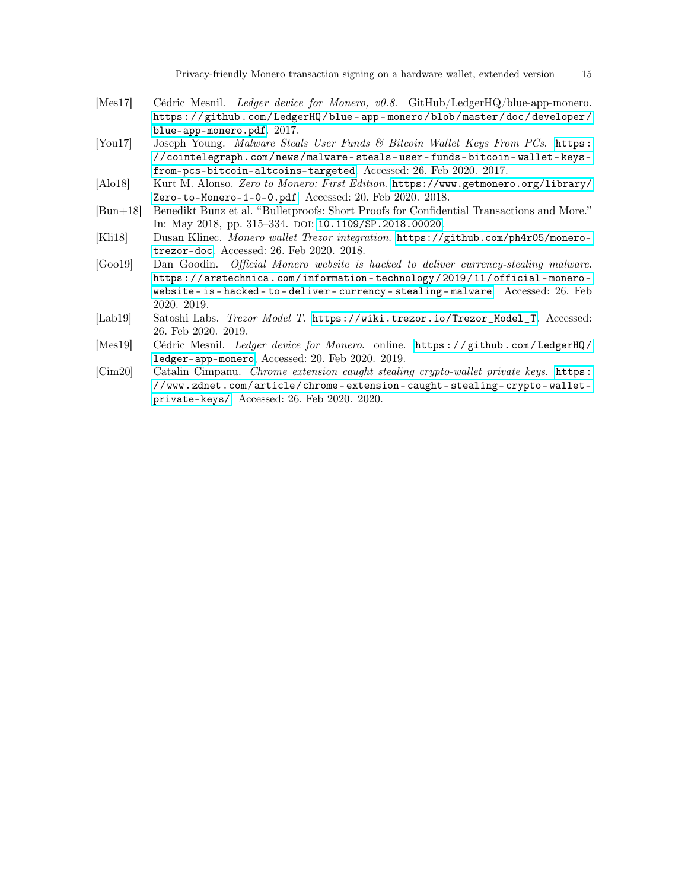[Mes17] Cédric Mesnil. *Ledger device for Monero, v0.8.* GitHub/LedgerHQ/blue-app-monero. https://github.com/LedgerHQ/blue-app-monero/blob/master/doc/developer/blue-app-monero.pdf. 2017.

[You17] Joseph Young. *Malware Steals User Funds & Bitcoin Wallet Keys From PCs.* https://cointelegraph.com/news/malware-steals-user-funds-bitcoin-wallet-keys-from-pcs-bitcoin-altcoins-targeted. Accessed: 26. Feb 2020. 2017.

[Alo18] Kurt M. Alonso. *Zero to Monero: First Edition.* https://www.getmonero.org/library/Zero-to-Monero-1-0-0.pdf. Accessed: 20. Feb 2020. 2018.

[Bun+18] Benedikt Bunz et al. "Bulletproofs: Short Proofs for Confidential Transactions and More." In: May 2018, pp. 315–334. DOI: 10.1109/SP.2018.00020.

[Kli18] Dusan Klinec. *Monero wallet Trezor integration.* https://github.com/ph4r05/monero-trezor-doc. Accessed: 26. Feb 2020. 2018.

[Goo19] Dan Goodin. *Official Monero website is hacked to deliver currency-stealing malware.* https://arstechnica.com/information-technology/2019/11/official-monero-website-is-hacked-to-deliver-currency-stealing-malware. Accessed: 26. Feb 2020. 2019.

[Lab19] Satoshi Labs. *Trezor Model T.* https://wiki.trezor.io/Trezor_Model_T. Accessed: 26. Feb 2020. 2019.

[Mes19] Cédric Mesnil. *Ledger device for Monero.* online. https://github.com/LedgerHQ/ledger-app-monero. Accessed: 20. Feb 2020. 2019.

[Cim20] Catalin Cimpanu. *Chrome extension caught stealing crypto-wallet private keys.* https://www.zdnet.com/article/chrome-extension-caught-stealing-crypto-wallet-private-keys/. Accessed: 26. Feb 2020. 2020.